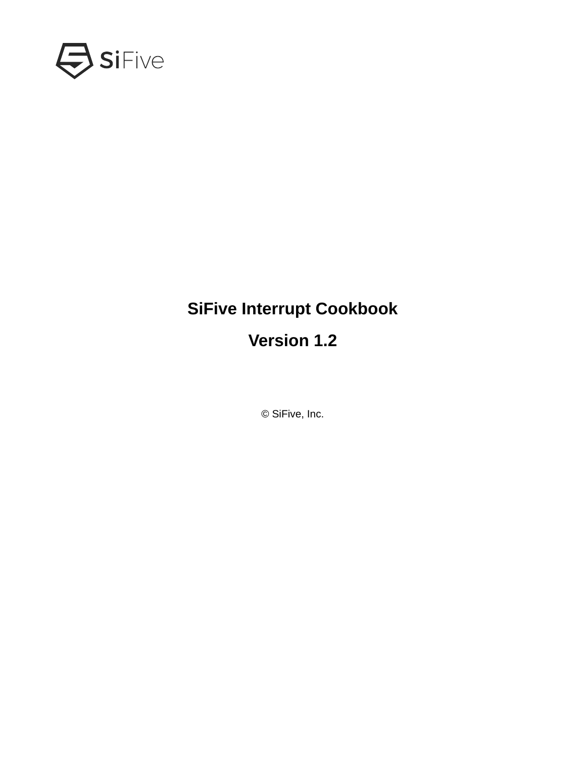SiFive

# SiFive Interrupt Cookbook

## Version 1.2

© SiFive, Inc.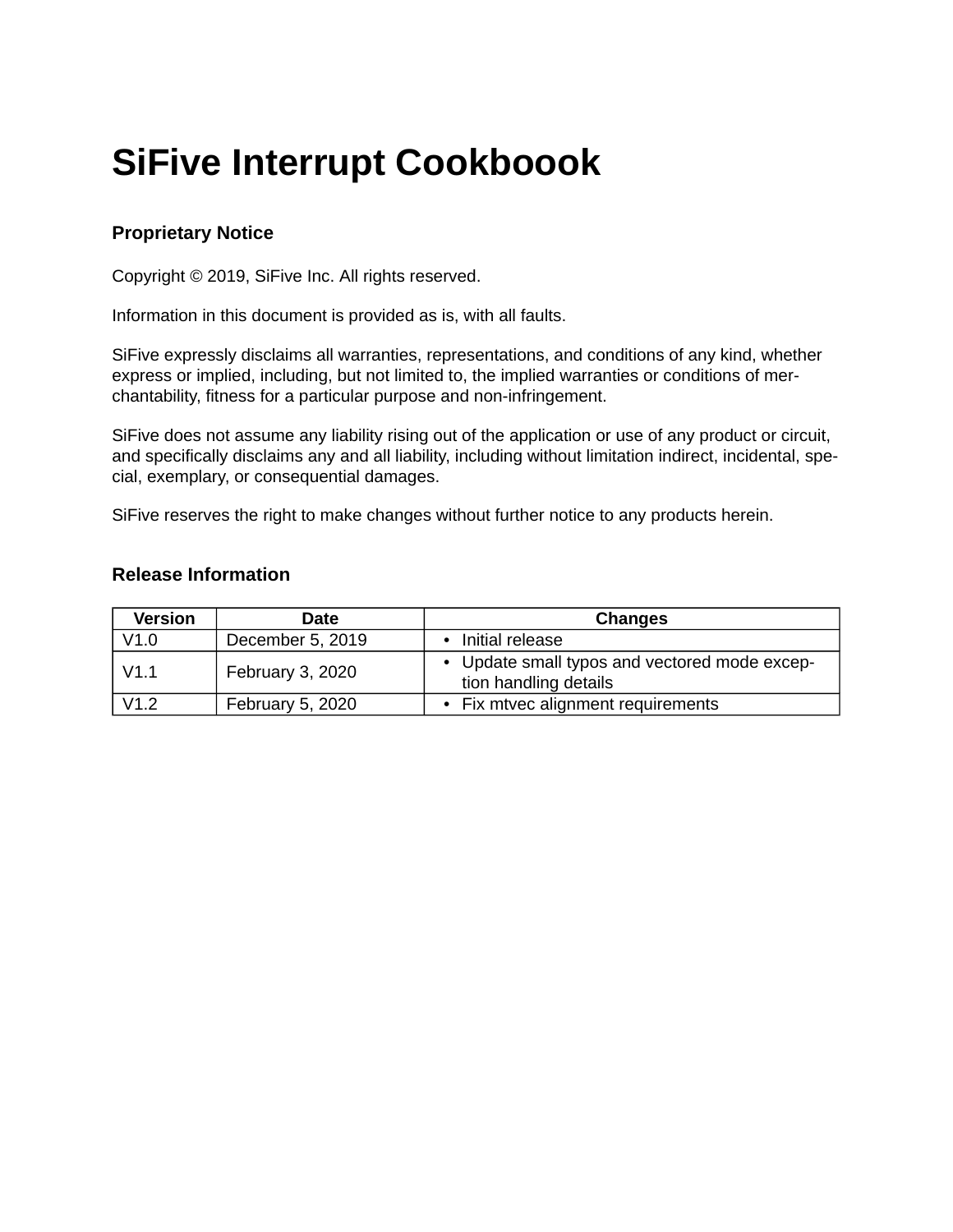# SiFive Interrupt Cookboook

## Proprietary Notice

Copyright © 2019, SiFive Inc. All rights reserved.

Information in this document is provided as is, with all faults.

SiFive expressly disclaims all warranties, representations, and conditions of any kind, whether express or implied, including, but not limited to, the implied warranties or conditions of merchantability, fitness for a particular purpose and non-infringement.

SiFive does not assume any liability rising out of the application or use of any product or circuit, and specifically disclaims any and all liability, including without limitation indirect, incidental, special, exemplary, or consequential damages.

SiFive reserves the right to make changes without further notice to any products herein.

## Release Information

| Version | Date | Changes |
| --- | --- | --- |
| V1.0 | December 5, 2019 | • Initial release |
| V1.1 | February 3, 2020 | • Update small typos and vectored mode exception handling details |
| V1.2 | February 5, 2020 | • Fix mtvec alignment requirements |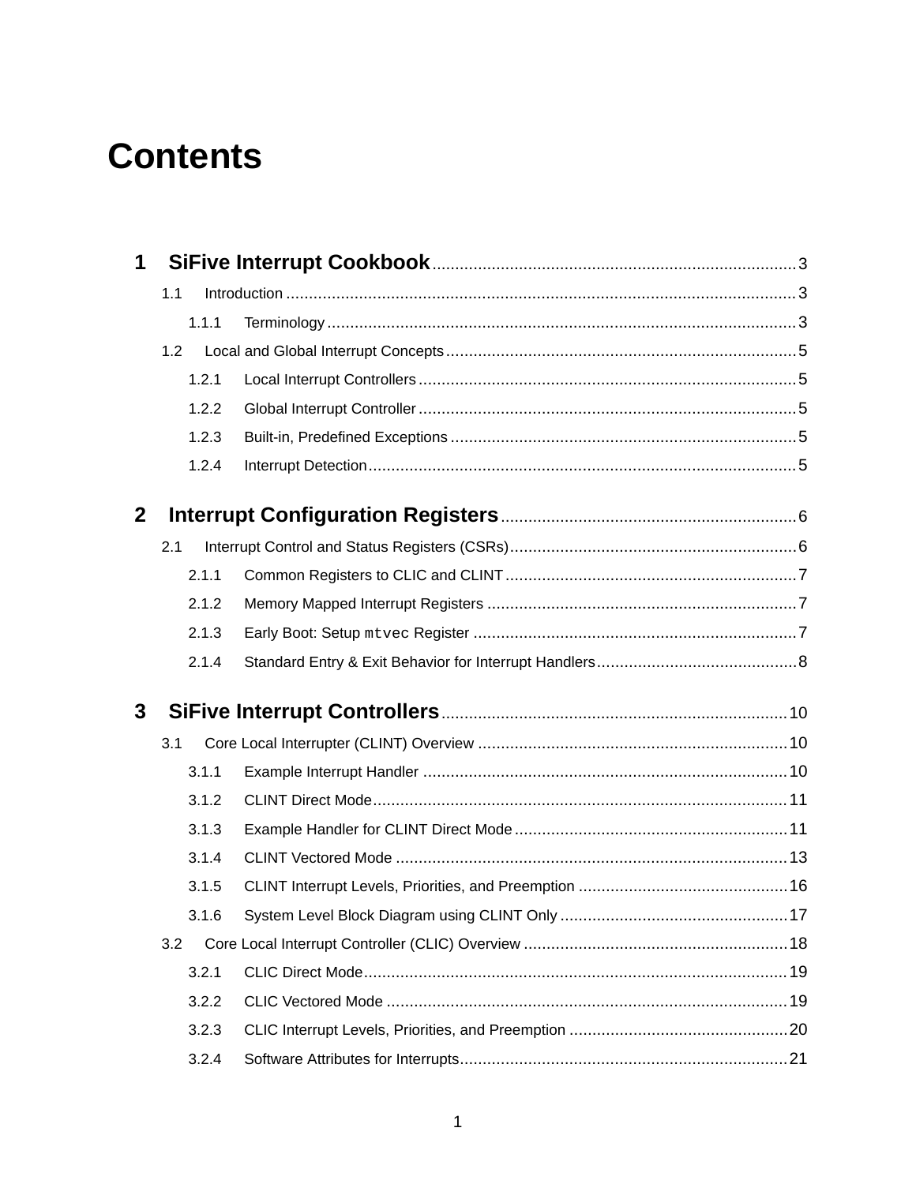# Contents

**1 SiFive Interrupt Cookbook** .......... 3

- 1.1 Introduction .......... 3
  - 1.1.1 Terminology .......... 3
- 1.2 Local and Global Interrupt Concepts .......... 5
  - 1.2.1 Local Interrupt Controllers .......... 5
  - 1.2.2 Global Interrupt Controller .......... 5
  - 1.2.3 Built-in, Predefined Exceptions .......... 5
  - 1.2.4 Interrupt Detection .......... 5

**2 Interrupt Configuration Registers** .......... 6

- 2.1 Interrupt Control and Status Registers (CSRs) .......... 6
  - 2.1.1 Common Registers to CLIC and CLINT .......... 7
  - 2.1.2 Memory Mapped Interrupt Registers .......... 7
  - 2.1.3 Early Boot: Setup `mtvec` Register .......... 7
  - 2.1.4 Standard Entry & Exit Behavior for Interrupt Handlers .......... 8

**3 SiFive Interrupt Controllers** .......... 10

- 3.1 Core Local Interrupter (CLINT) Overview .......... 10
  - 3.1.1 Example Interrupt Handler .......... 10
  - 3.1.2 CLINT Direct Mode .......... 11
  - 3.1.3 Example Handler for CLINT Direct Mode .......... 11
  - 3.1.4 CLINT Vectored Mode .......... 13
  - 3.1.5 CLINT Interrupt Levels, Priorities, and Preemption .......... 16
  - 3.1.6 System Level Block Diagram using CLINT Only .......... 17
- 3.2 Core Local Interrupt Controller (CLIC) Overview .......... 18
  - 3.2.1 CLIC Direct Mode .......... 19
  - 3.2.2 CLIC Vectored Mode .......... 19
  - 3.2.3 CLIC Interrupt Levels, Priorities, and Preemption .......... 20
  - 3.2.4 Software Attributes for Interrupts .......... 21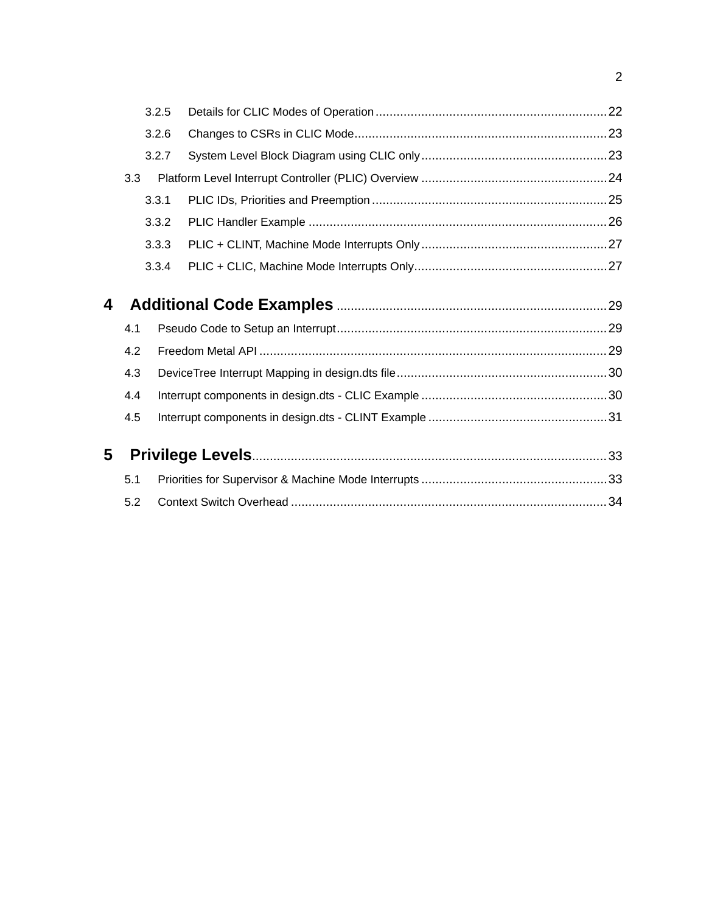3.2.5 Details for CLIC Modes of Operation ..... 22
3.2.6 Changes to CSRs in CLIC Mode ..... 23
3.2.7 System Level Block Diagram using CLIC only ..... 23
3.3 Platform Level Interrupt Controller (PLIC) Overview ..... 24
3.3.1 PLIC IDs, Priorities and Preemption ..... 25
3.3.2 PLIC Handler Example ..... 26
3.3.3 PLIC + CLINT, Machine Mode Interrupts Only ..... 27
3.3.4 PLIC + CLIC, Machine Mode Interrupts Only ..... 27

**4 Additional Code Examples ..... 29**

4.1 Pseudo Code to Setup an Interrupt ..... 29
4.2 Freedom Metal API ..... 29
4.3 DeviceTree Interrupt Mapping in design.dts file ..... 30
4.4 Interrupt components in design.dts - CLIC Example ..... 30
4.5 Interrupt components in design.dts - CLINT Example ..... 31

**5 Privilege Levels ..... 33**

5.1 Priorities for Supervisor & Machine Mode Interrupts ..... 33
5.2 Context Switch Overhead ..... 34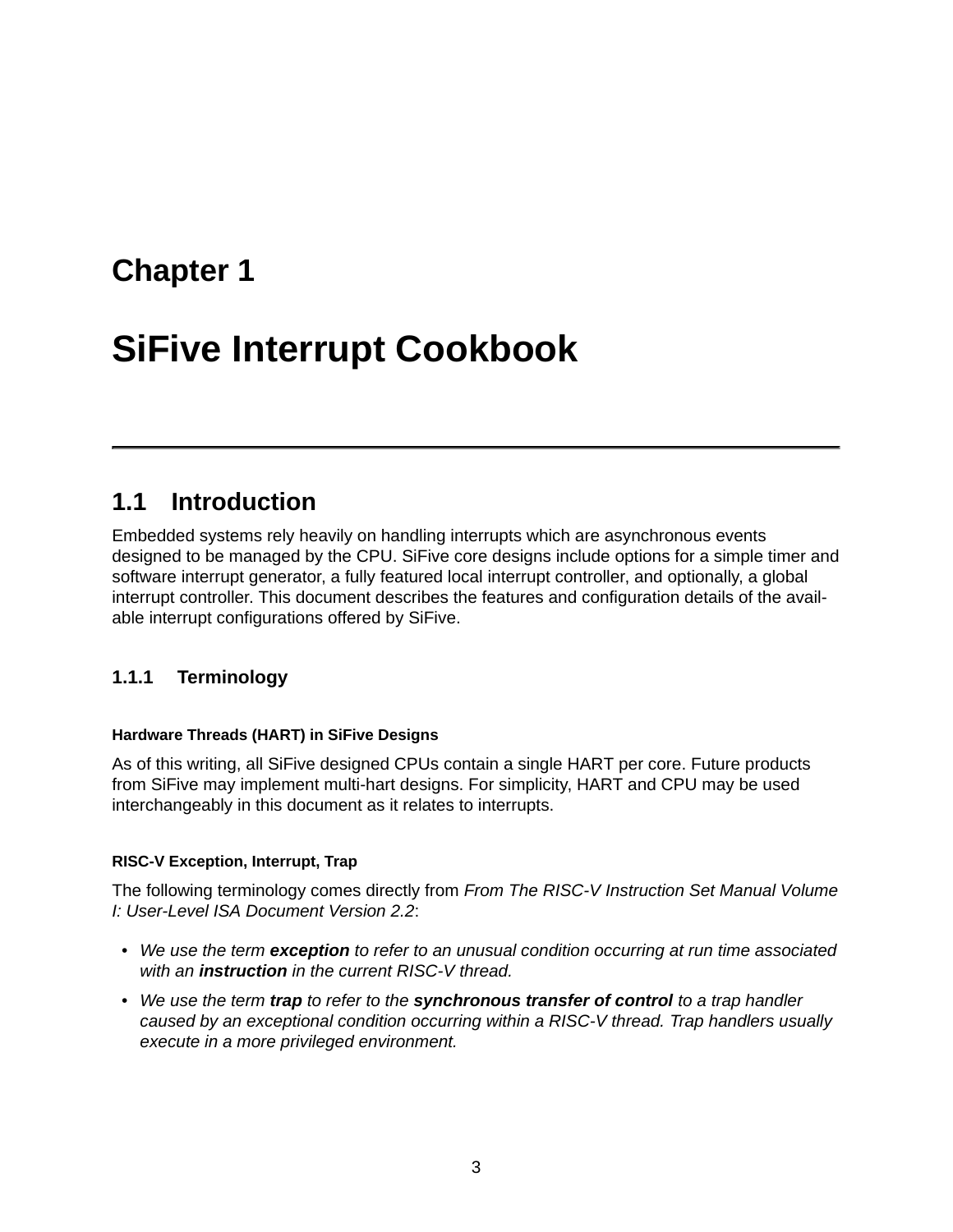# Chapter 1

# SiFive Interrupt Cookbook

## 1.1 Introduction

Embedded systems rely heavily on handling interrupts which are asynchronous events designed to be managed by the CPU. SiFive core designs include options for a simple timer and software interrupt generator, a fully featured local interrupt controller, and optionally, a global interrupt controller. This document describes the features and configuration details of the available interrupt configurations offered by SiFive.

### 1.1.1 Terminology

#### Hardware Threads (HART) in SiFive Designs

As of this writing, all SiFive designed CPUs contain a single HART per core. Future products from SiFive may implement multi-hart designs. For simplicity, HART and CPU may be used interchangeably in this document as it relates to interrupts.

#### RISC-V Exception, Interrupt, Trap

The following terminology comes directly from *From The RISC-V Instruction Set Manual Volume I: User-Level ISA Document Version 2.2*:

- *We use the term* ***exception*** *to refer to an unusual condition occurring at run time associated with an* ***instruction*** *in the current RISC-V thread.*
- *We use the term* ***trap*** *to refer to the* ***synchronous transfer of control*** *to a trap handler caused by an exceptional condition occurring within a RISC-V thread. Trap handlers usually execute in a more privileged environment.*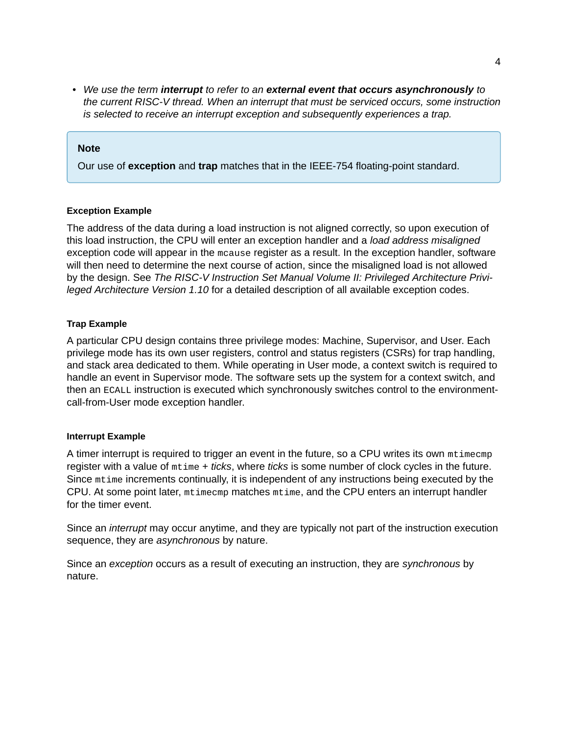- *We use the term **interrupt** to refer to an **external event that occurs asynchronously** to the current RISC-V thread. When an interrupt that must be serviced occurs, some instruction is selected to receive an interrupt exception and subsequently experiences a trap.*

> **Note**
>
> Our use of **exception** and **trap** matches that in the IEEE-754 floating-point standard.

#### Exception Example

The address of the data during a load instruction is not aligned correctly, so upon execution of this load instruction, the CPU will enter an exception handler and a *load address misaligned* exception code will appear in the `mcause` register as a result. In the exception handler, software will then need to determine the next course of action, since the misaligned load is not allowed by the design. See *The RISC-V Instruction Set Manual Volume II: Privileged Architecture Privileged Architecture Version 1.10* for a detailed description of all available exception codes.

#### Trap Example

A particular CPU design contains three privilege modes: Machine, Supervisor, and User. Each privilege mode has its own user registers, control and status registers (CSRs) for trap handling, and stack area dedicated to them. While operating in User mode, a context switch is required to handle an event in Supervisor mode. The software sets up the system for a context switch, and then an `ECALL` instruction is executed which synchronously switches control to the environment-call-from-User mode exception handler.

#### Interrupt Example

A timer interrupt is required to trigger an event in the future, so a CPU writes its own `mtimecmp` register with a value of `mtime` + *ticks*, where *ticks* is some number of clock cycles in the future. Since `mtime` increments continually, it is independent of any instructions being executed by the CPU. At some point later, `mtimecmp` matches `mtime`, and the CPU enters an interrupt handler for the timer event.

Since an *interrupt* may occur anytime, and they are typically not part of the instruction execution sequence, they are *asynchronous* by nature.

Since an *exception* occurs as a result of executing an instruction, they are *synchronous* by nature.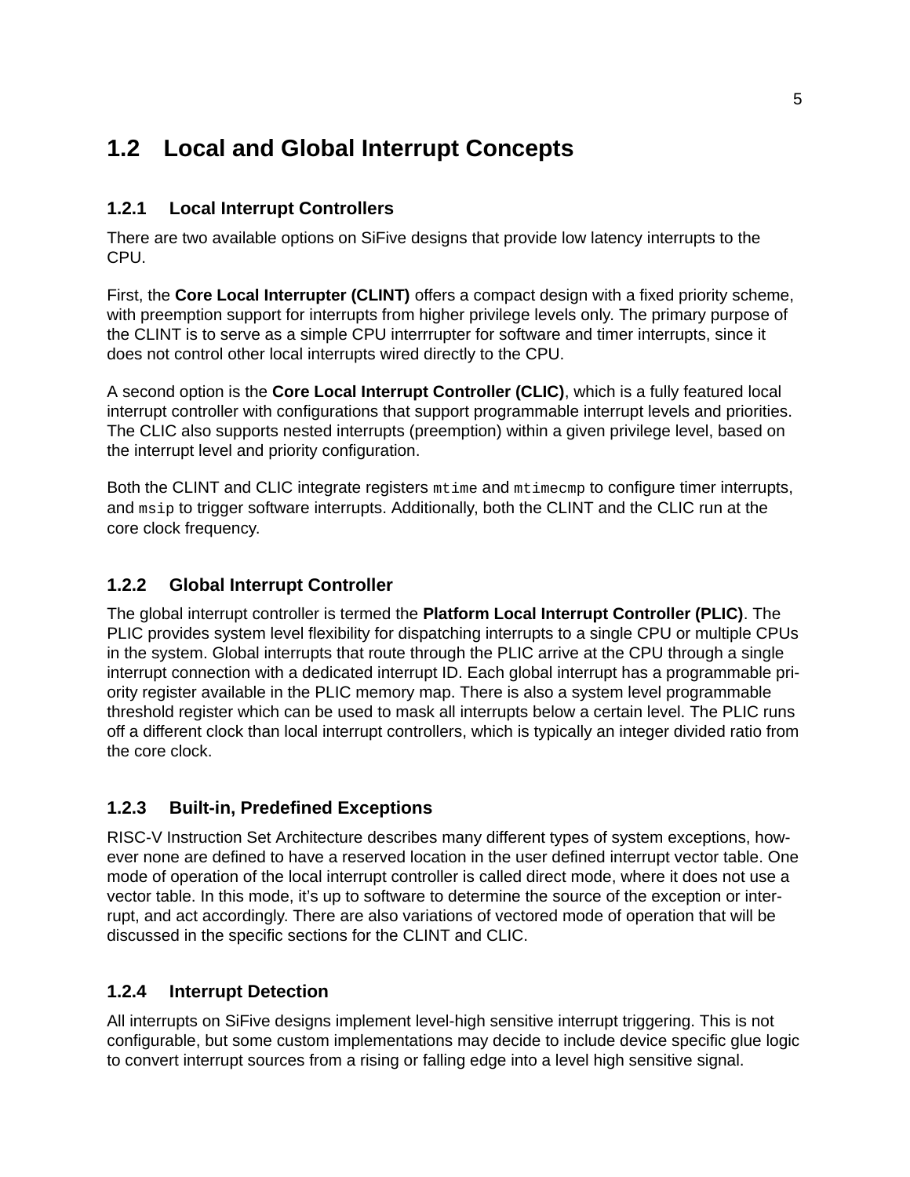## 1.2 Local and Global Interrupt Concepts

### 1.2.1 Local Interrupt Controllers

There are two available options on SiFive designs that provide low latency interrupts to the CPU.

First, the **Core Local Interrupter (CLINT)** offers a compact design with a fixed priority scheme, with preemption support for interrupts from higher privilege levels only. The primary purpose of the CLINT is to serve as a simple CPU interrrupter for software and timer interrupts, since it does not control other local interrupts wired directly to the CPU.

A second option is the **Core Local Interrupt Controller (CLIC)**, which is a fully featured local interrupt controller with configurations that support programmable interrupt levels and priorities. The CLIC also supports nested interrupts (preemption) within a given privilege level, based on the interrupt level and priority configuration.

Both the CLINT and CLIC integrate registers `mtime` and `mtimecmp` to configure timer interrupts, and `msip` to trigger software interrupts. Additionally, both the CLINT and the CLIC run at the core clock frequency.

### 1.2.2 Global Interrupt Controller

The global interrupt controller is termed the **Platform Local Interrupt Controller (PLIC)**. The PLIC provides system level flexibility for dispatching interrupts to a single CPU or multiple CPUs in the system. Global interrupts that route through the PLIC arrive at the CPU through a single interrupt connection with a dedicated interrupt ID. Each global interrupt has a programmable priority register available in the PLIC memory map. There is also a system level programmable threshold register which can be used to mask all interrupts below a certain level. The PLIC runs off a different clock than local interrupt controllers, which is typically an integer divided ratio from the core clock.

### 1.2.3 Built-in, Predefined Exceptions

RISC-V Instruction Set Architecture describes many different types of system exceptions, however none are defined to have a reserved location in the user defined interrupt vector table. One mode of operation of the local interrupt controller is called direct mode, where it does not use a vector table. In this mode, it's up to software to determine the source of the exception or interrupt, and act accordingly. There are also variations of vectored mode of operation that will be discussed in the specific sections for the CLINT and CLIC.

### 1.2.4 Interrupt Detection

All interrupts on SiFive designs implement level-high sensitive interrupt triggering. This is not configurable, but some custom implementations may decide to include device specific glue logic to convert interrupt sources from a rising or falling edge into a level high sensitive signal.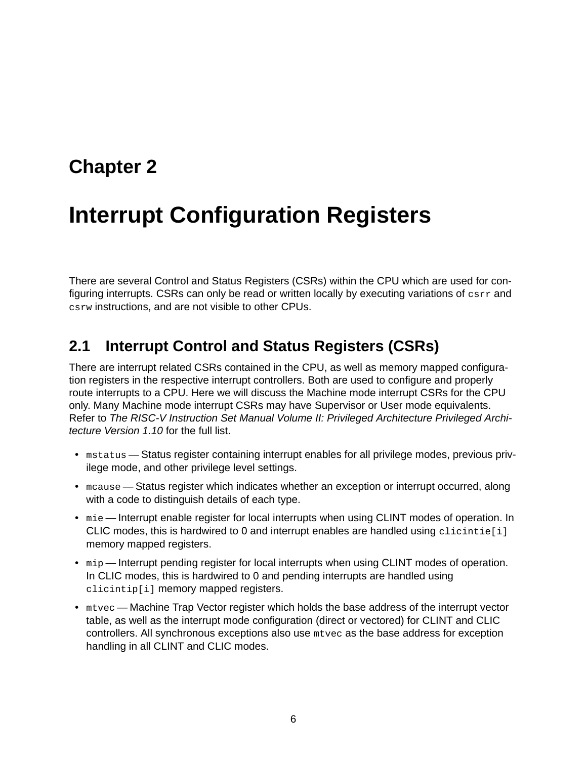# Chapter 2

# Interrupt Configuration Registers

There are several Control and Status Registers (CSRs) within the CPU which are used for configuring interrupts. CSRs can only be read or written locally by executing variations of `csrr` and `csrw` instructions, and are not visible to other CPUs.

## 2.1 Interrupt Control and Status Registers (CSRs)

There are interrupt related CSRs contained in the CPU, as well as memory mapped configuration registers in the respective interrupt controllers. Both are used to configure and properly route interrupts to a CPU. Here we will discuss the Machine mode interrupt CSRs for the CPU only. Many Machine mode interrupt CSRs may have Supervisor or User mode equivalents. Refer to *The RISC-V Instruction Set Manual Volume II: Privileged Architecture Privileged Architecture Version 1.10* for the full list.

- `mstatus` — Status register containing interrupt enables for all privilege modes, previous privilege mode, and other privilege level settings.
- `mcause` — Status register which indicates whether an exception or interrupt occurred, along with a code to distinguish details of each type.
- `mie` — Interrupt enable register for local interrupts when using CLINT modes of operation. In CLIC modes, this is hardwired to 0 and interrupt enables are handled using `clicintie[i]` memory mapped registers.
- `mip` — Interrupt pending register for local interrupts when using CLINT modes of operation. In CLIC modes, this is hardwired to 0 and pending interrupts are handled using `clicintip[i]` memory mapped registers.
- `mtvec` — Machine Trap Vector register which holds the base address of the interrupt vector table, as well as the interrupt mode configuration (direct or vectored) for CLINT and CLIC controllers. All synchronous exceptions also use `mtvec` as the base address for exception handling in all CLINT and CLIC modes.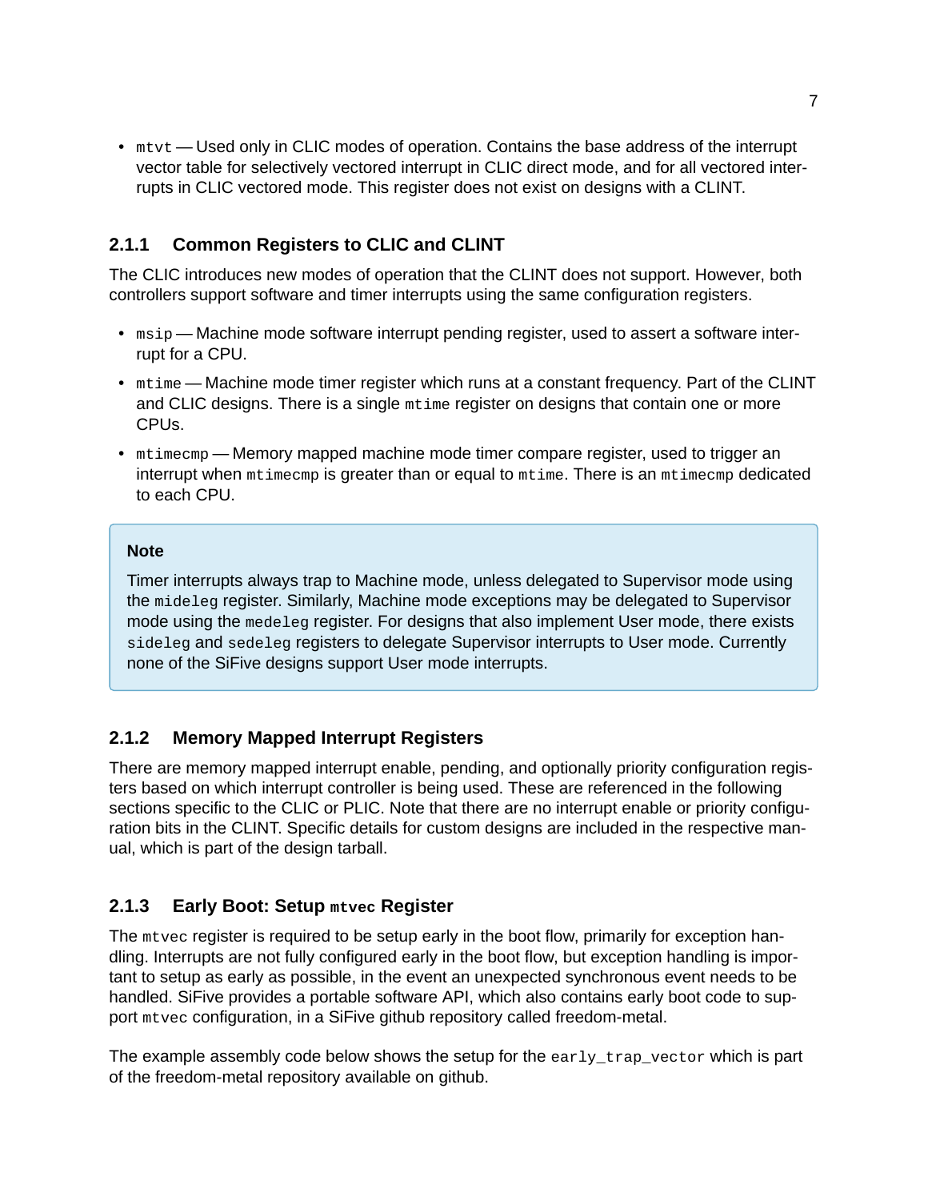- `mtvt` — Used only in CLIC modes of operation. Contains the base address of the interrupt vector table for selectively vectored interrupt in CLIC direct mode, and for all vectored interrupts in CLIC vectored mode. This register does not exist on designs with a CLINT.

### 2.1.1 Common Registers to CLIC and CLINT

The CLIC introduces new modes of operation that the CLINT does not support. However, both controllers support software and timer interrupts using the same configuration registers.

- `msip` — Machine mode software interrupt pending register, used to assert a software interrupt for a CPU.
- `mtime` — Machine mode timer register which runs at a constant frequency. Part of the CLINT and CLIC designs. There is a single `mtime` register on designs that contain one or more CPUs.
- `mtimecmp` — Memory mapped machine mode timer compare register, used to trigger an interrupt when `mtimecmp` is greater than or equal to `mtime`. There is an `mtimecmp` dedicated to each CPU.

> **Note**
>
> Timer interrupts always trap to Machine mode, unless delegated to Supervisor mode using the `mideleg` register. Similarly, Machine mode exceptions may be delegated to Supervisor mode using the `medeleg` register. For designs that also implement User mode, there exists `sideleg` and `sedeleg` registers to delegate Supervisor interrupts to User mode. Currently none of the SiFive designs support User mode interrupts.

### 2.1.2 Memory Mapped Interrupt Registers

There are memory mapped interrupt enable, pending, and optionally priority configuration registers based on which interrupt controller is being used. These are referenced in the following sections specific to the CLIC or PLIC. Note that there are no interrupt enable or priority configuration bits in the CLINT. Specific details for custom designs are included in the respective manual, which is part of the design tarball.

### 2.1.3 Early Boot: Setup `mtvec` Register

The `mtvec` register is required to be setup early in the boot flow, primarily for exception handling. Interrupts are not fully configured early in the boot flow, but exception handling is important to setup as early as possible, in the event an unexpected synchronous event needs to be handled. SiFive provides a portable software API, which also contains early boot code to support `mtvec` configuration, in a SiFive github repository called freedom-metal.

The example assembly code below shows the setup for the `early_trap_vector` which is part of the freedom-metal repository available on github.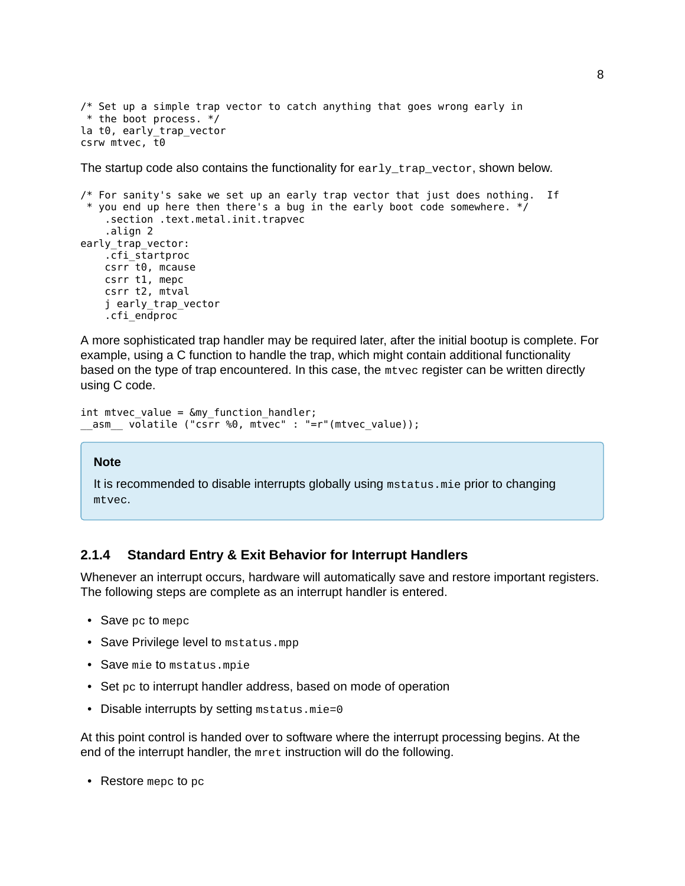```
/* Set up a simple trap vector to catch anything that goes wrong early in
 * the boot process. */
la t0, early_trap_vector
csrw mtvec, t0
```

The startup code also contains the functionality for `early_trap_vector`, shown below.

```
/* For sanity's sake we set up an early trap vector that just does nothing.  If
 * you end up here then there's a bug in the early boot code somewhere. */
    .section .text.metal.init.trapvec
    .align 2
early_trap_vector:
    .cfi_startproc
    csrr t0, mcause
    csrr t1, mepc
    csrr t2, mtval
    j early_trap_vector
    .cfi_endproc
```

A more sophisticated trap handler may be required later, after the initial bootup is complete. For example, using a C function to handle the trap, which might contain additional functionality based on the type of trap encountered. In this case, the `mtvec` register can be written directly using C code.

```
int mtvec_value = &my_function_handler;
__asm__ volatile ("csrr %0, mtvec" : "=r"(mtvec_value));
```

> **Note**
>
> It is recommended to disable interrupts globally using `mstatus.mie` prior to changing `mtvec`.

### 2.1.4 Standard Entry & Exit Behavior for Interrupt Handlers

Whenever an interrupt occurs, hardware will automatically save and restore important registers. The following steps are complete as an interrupt handler is entered.

- Save `pc` to `mepc`
- Save Privilege level to `mstatus.mpp`
- Save `mie` to `mstatus.mpie`
- Set `pc` to interrupt handler address, based on mode of operation
- Disable interrupts by setting `mstatus.mie=0`

At this point control is handed over to software where the interrupt processing begins. At the end of the interrupt handler, the `mret` instruction will do the following.

- Restore `mepc` to `pc`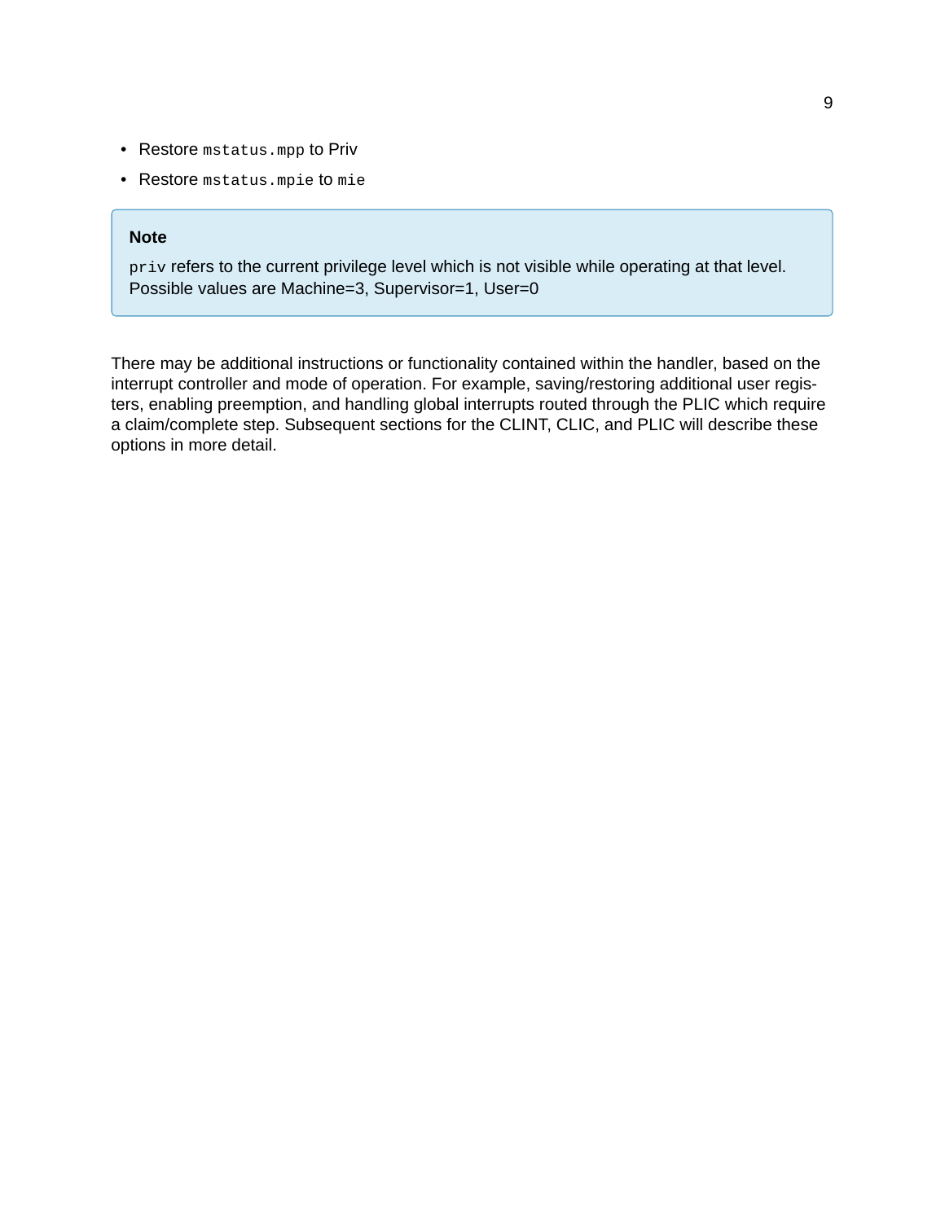- Restore `mstatus.mpp` to Priv
- Restore `mstatus.mpie` to `mie`

> **Note**
>
> `priv` refers to the current privilege level which is not visible while operating at that level. Possible values are Machine=3, Supervisor=1, User=0

There may be additional instructions or functionality contained within the handler, based on the interrupt controller and mode of operation. For example, saving/restoring additional user registers, enabling preemption, and handling global interrupts routed through the PLIC which require a claim/complete step. Subsequent sections for the CLINT, CLIC, and PLIC will describe these options in more detail.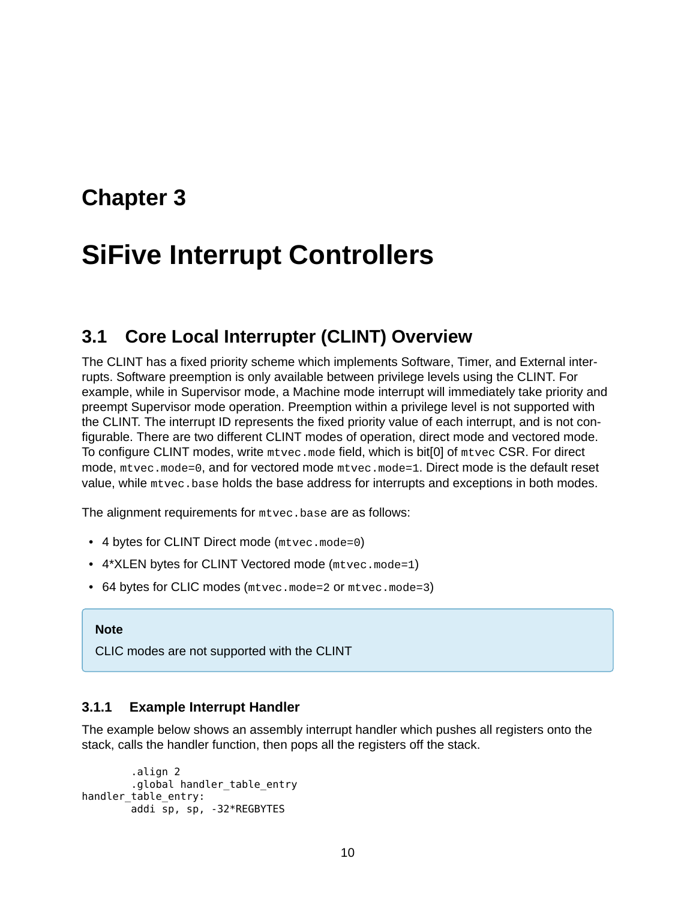# Chapter 3

# SiFive Interrupt Controllers

## 3.1 Core Local Interrupter (CLINT) Overview

The CLINT has a fixed priority scheme which implements Software, Timer, and External interrupts. Software preemption is only available between privilege levels using the CLINT. For example, while in Supervisor mode, a Machine mode interrupt will immediately take priority and preempt Supervisor mode operation. Preemption within a privilege level is not supported with the CLINT. The interrupt ID represents the fixed priority value of each interrupt, and is not configurable. There are two different CLINT modes of operation, direct mode and vectored mode. To configure CLINT modes, write `mtvec.mode` field, which is bit[0] of `mtvec` CSR. For direct mode, `mtvec.mode=0`, and for vectored mode `mtvec.mode=1`. Direct mode is the default reset value, while `mtvec.base` holds the base address for interrupts and exceptions in both modes.

The alignment requirements for `mtvec.base` are as follows:

- 4 bytes for CLINT Direct mode (`mtvec.mode=0`)
- 4*XLEN bytes for CLINT Vectored mode (`mtvec.mode=1`)
- 64 bytes for CLIC modes (`mtvec.mode=2` or `mtvec.mode=3`)

> **Note**
>
> CLIC modes are not supported with the CLINT

### 3.1.1 Example Interrupt Handler

The example below shows an assembly interrupt handler which pushes all registers onto the stack, calls the handler function, then pops all the registers off the stack.

```
        .align 2
        .global handler_table_entry
handler_table_entry:
        addi sp, sp, -32*REGBYTES
```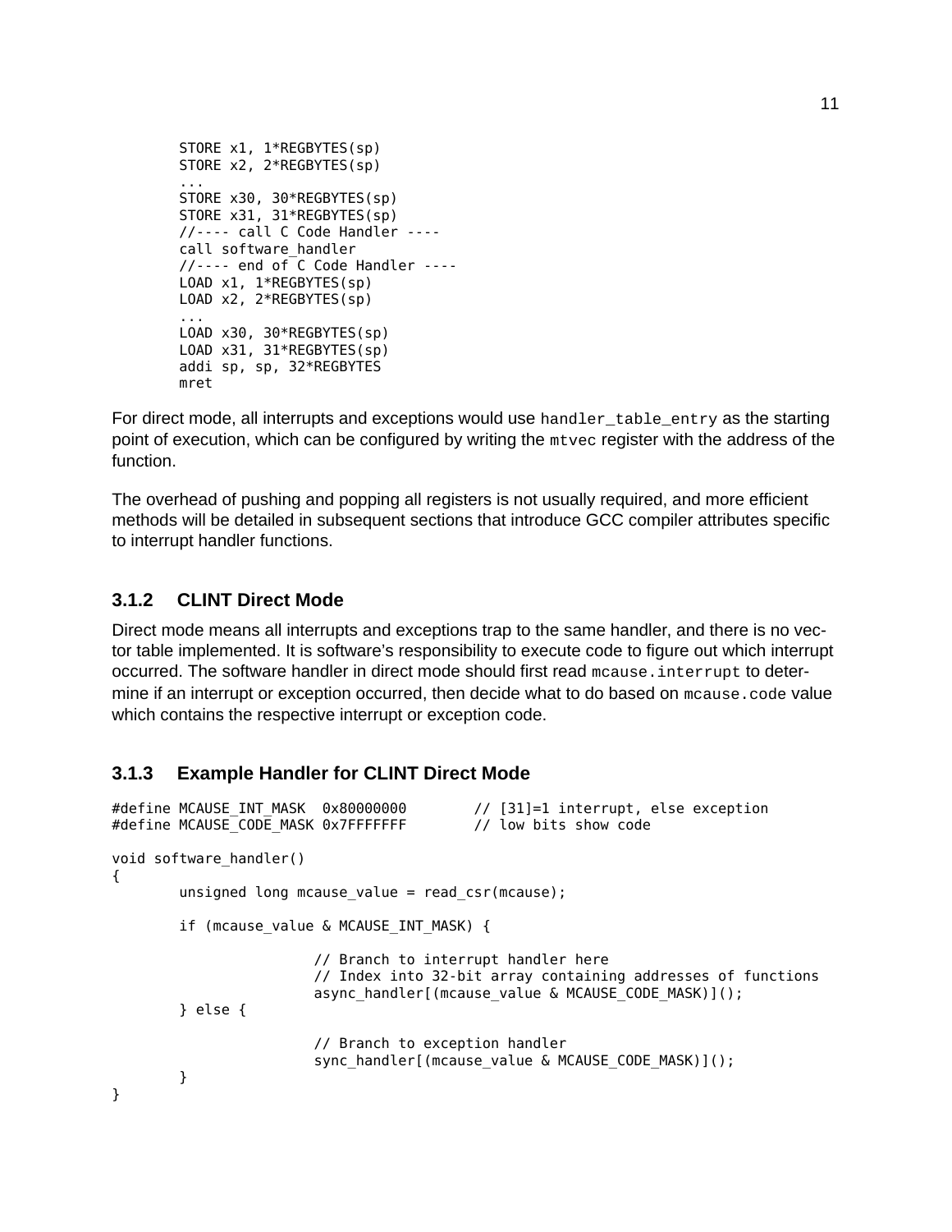```
STORE x1, 1*REGBYTES(sp)
STORE x2, 2*REGBYTES(sp)
...
STORE x30, 30*REGBYTES(sp)
STORE x31, 31*REGBYTES(sp)
//---- call C Code Handler ----
call software_handler
//---- end of C Code Handler ----
LOAD x1, 1*REGBYTES(sp)
LOAD x2, 2*REGBYTES(sp)
...
LOAD x30, 30*REGBYTES(sp)
LOAD x31, 31*REGBYTES(sp)
addi sp, sp, 32*REGBYTES
mret
```

For direct mode, all interrupts and exceptions would use `handler_table_entry` as the starting point of execution, which can be configured by writing the `mtvec` register with the address of the function.

The overhead of pushing and popping all registers is not usually required, and more efficient methods will be detailed in subsequent sections that introduce GCC compiler attributes specific to interrupt handler functions.

### 3.1.2 CLINT Direct Mode

Direct mode means all interrupts and exceptions trap to the same handler, and there is no vector table implemented. It is software's responsibility to execute code to figure out which interrupt occurred. The software handler in direct mode should first read `mcause.interrupt` to determine if an interrupt or exception occurred, then decide what to do based on `mcause.code` value which contains the respective interrupt or exception code.

### 3.1.3 Example Handler for CLINT Direct Mode

```
#define MCAUSE_INT_MASK  0x80000000        // [31]=1 interrupt, else exception
#define MCAUSE_CODE_MASK 0x7FFFFFFF        // low bits show code

void software_handler()
{
        unsigned long mcause_value = read_csr(mcause);

        if (mcause_value & MCAUSE_INT_MASK) {

                        // Branch to interrupt handler here
                        // Index into 32-bit array containing addresses of functions
                        async_handler[(mcause_value & MCAUSE_CODE_MASK)]();
        } else {

                        // Branch to exception handler
                        sync_handler[(mcause_value & MCAUSE_CODE_MASK)]();
        }
}
```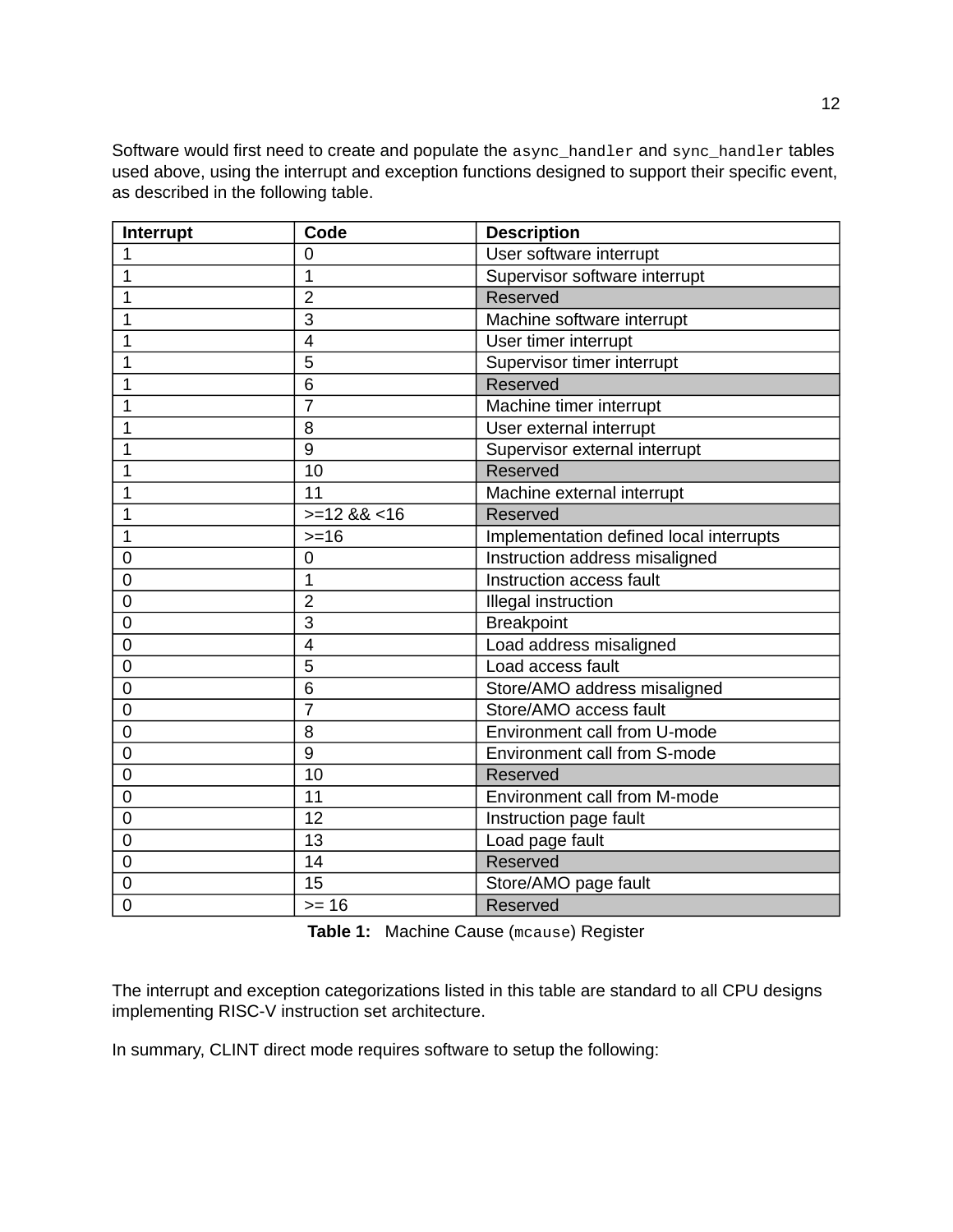Software would first need to create and populate the `async_handler` and `sync_handler` tables used above, using the interrupt and exception functions designed to support their specific event, as described in the following table.

| Interrupt | Code | Description |
|---|---|---|
| 1 | 0 | User software interrupt |
| 1 | 1 | Supervisor software interrupt |
| 1 | 2 | Reserved |
| 1 | 3 | Machine software interrupt |
| 1 | 4 | User timer interrupt |
| 1 | 5 | Supervisor timer interrupt |
| 1 | 6 | Reserved |
| 1 | 7 | Machine timer interrupt |
| 1 | 8 | User external interrupt |
| 1 | 9 | Supervisor external interrupt |
| 1 | 10 | Reserved |
| 1 | 11 | Machine external interrupt |
| 1 | >=12 && <16 | Reserved |
| 1 | >=16 | Implementation defined local interrupts |
| 0 | 0 | Instruction address misaligned |
| 0 | 1 | Instruction access fault |
| 0 | 2 | Illegal instruction |
| 0 | 3 | Breakpoint |
| 0 | 4 | Load address misaligned |
| 0 | 5 | Load access fault |
| 0 | 6 | Store/AMO address misaligned |
| 0 | 7 | Store/AMO access fault |
| 0 | 8 | Environment call from U-mode |
| 0 | 9 | Environment call from S-mode |
| 0 | 10 | Reserved |
| 0 | 11 | Environment call from M-mode |
| 0 | 12 | Instruction page fault |
| 0 | 13 | Load page fault |
| 0 | 14 | Reserved |
| 0 | 15 | Store/AMO page fault |
| 0 | >= 16 | Reserved |

**Table 1:** Machine Cause (`mcause`) Register

The interrupt and exception categorizations listed in this table are standard to all CPU designs implementing RISC-V instruction set architecture.

In summary, CLINT direct mode requires software to setup the following: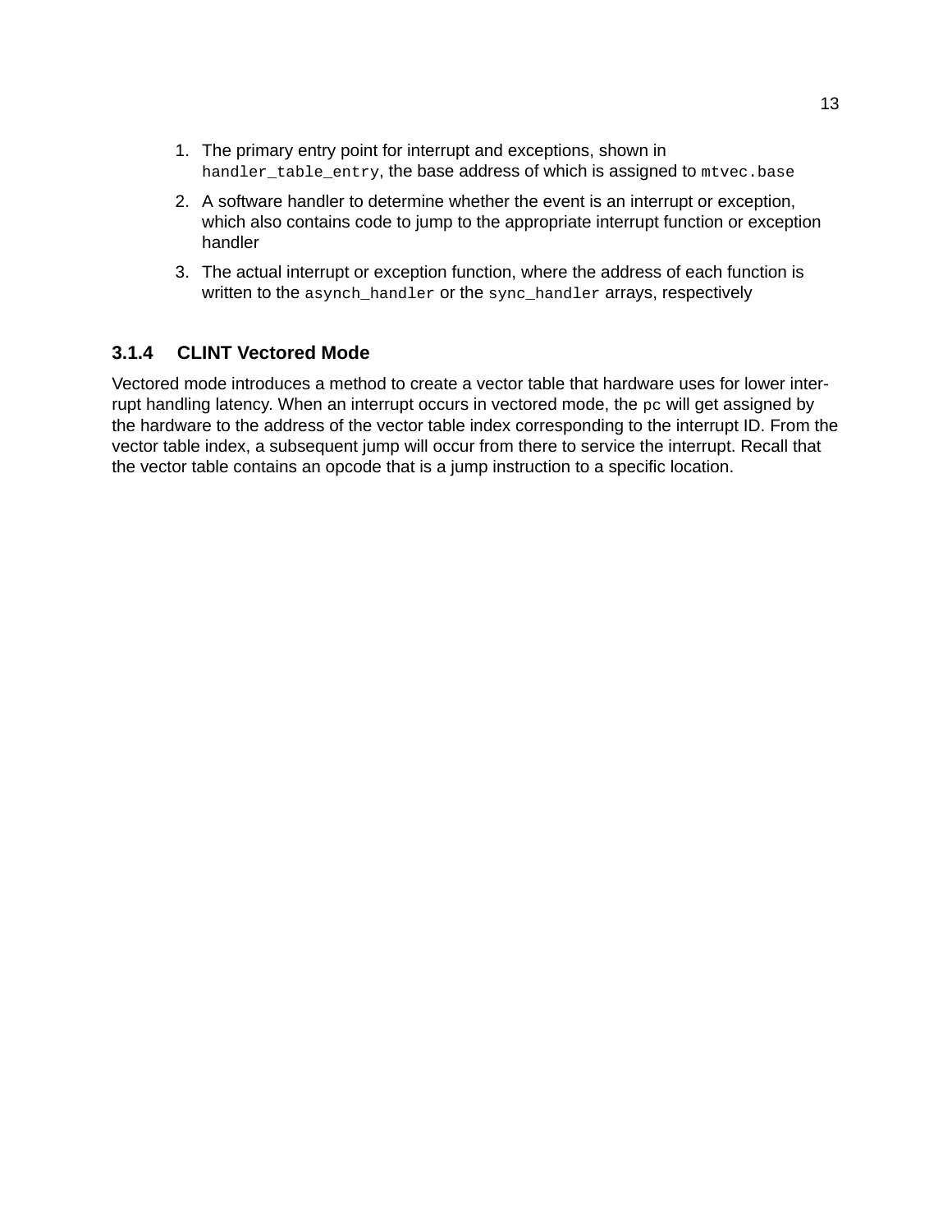1. The primary entry point for interrupt and exceptions, shown in `handler_table_entry`, the base address of which is assigned to `mtvec.base`
2. A software handler to determine whether the event is an interrupt or exception, which also contains code to jump to the appropriate interrupt function or exception handler
3. The actual interrupt or exception function, where the address of each function is written to the `asynch_handler` or the `sync_handler` arrays, respectively

### 3.1.4 CLINT Vectored Mode

Vectored mode introduces a method to create a vector table that hardware uses for lower interrupt handling latency. When an interrupt occurs in vectored mode, the `pc` will get assigned by the hardware to the address of the vector table index corresponding to the interrupt ID. From the vector table index, a subsequent jump will occur from there to service the interrupt. Recall that the vector table contains an opcode that is a jump instruction to a specific location.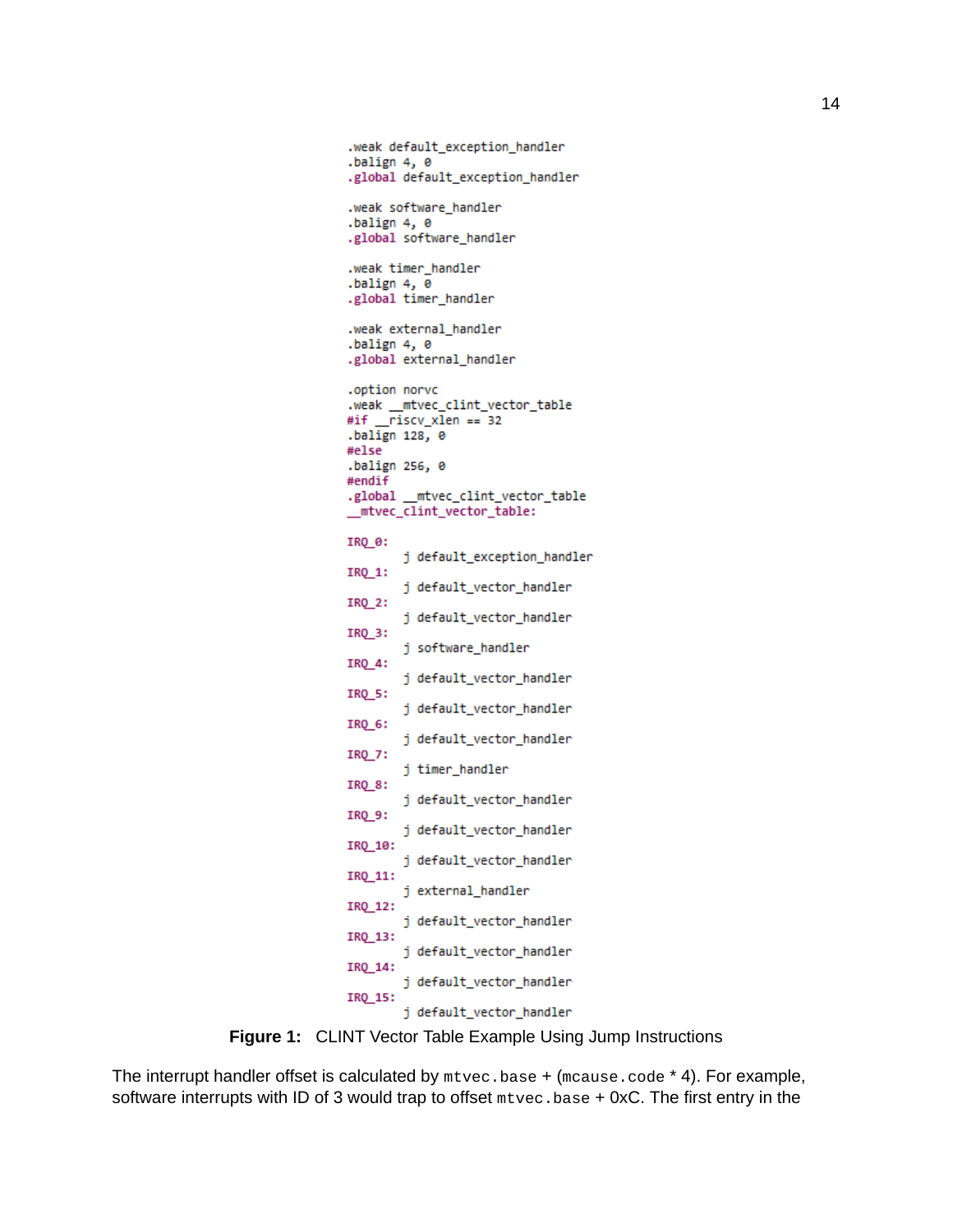```
.weak default_exception_handler
.balign 4, 0
.global default_exception_handler

.weak software_handler
.balign 4, 0
.global software_handler

.weak timer_handler
.balign 4, 0
.global timer_handler

.weak external_handler
.balign 4, 0
.global external_handler

.option norvc
.weak __mtvec_clint_vector_table
#if __riscv_xlen == 32
.balign 128, 0
#else
.balign 256, 0
#endif
.global __mtvec_clint_vector_table
__mtvec_clint_vector_table:

IRQ_0:
        j default_exception_handler
IRQ_1:
        j default_vector_handler
IRQ_2:
        j default_vector_handler
IRQ_3:
        j software_handler
IRQ_4:
        j default_vector_handler
IRQ_5:
        j default_vector_handler
IRQ_6:
        j default_vector_handler
IRQ_7:
        j timer_handler
IRQ_8:
        j default_vector_handler
IRQ_9:
        j default_vector_handler
IRQ_10:
        j default_vector_handler
IRQ_11:
        j external_handler
IRQ_12:
        j default_vector_handler
IRQ_13:
        j default_vector_handler
IRQ_14:
        j default_vector_handler
IRQ_15:
        j default_vector_handler
```

**Figure 1:** CLINT Vector Table Example Using Jump Instructions

The interrupt handler offset is calculated by `mtvec.base` + (`mcause.code` * 4). For example, software interrupts with ID of 3 would trap to offset `mtvec.base` + 0xC. The first entry in the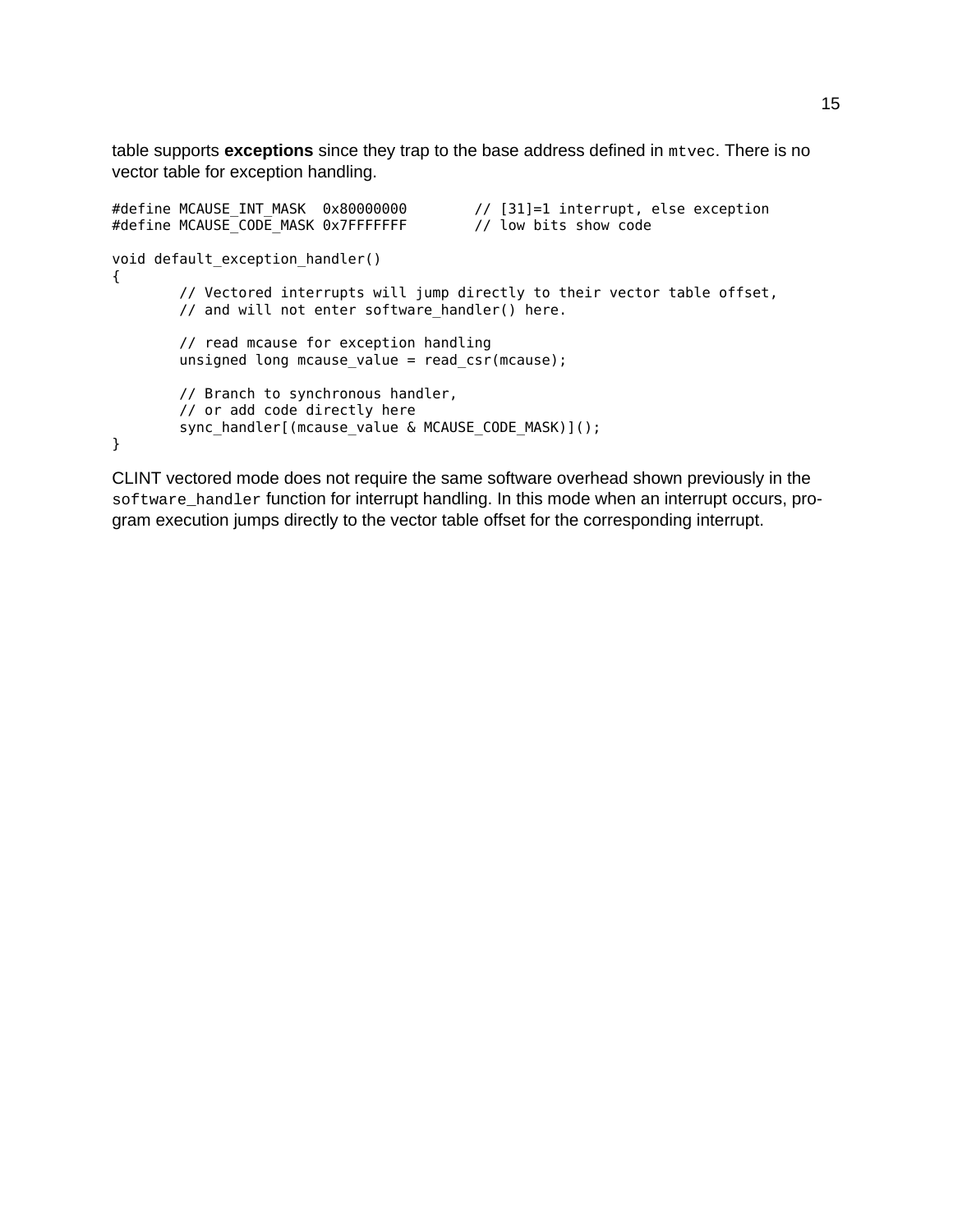table supports **exceptions** since they trap to the base address defined in `mtvec`. There is no vector table for exception handling.

```
#define MCAUSE_INT_MASK  0x80000000        // [31]=1 interrupt, else exception
#define MCAUSE_CODE_MASK 0x7FFFFFFF        // low bits show code

void default_exception_handler()
{
        // Vectored interrupts will jump directly to their vector table offset,
        // and will not enter software_handler() here.

        // read mcause for exception handling
        unsigned long mcause_value = read_csr(mcause);

        // Branch to synchronous handler,
        // or add code directly here
        sync_handler[(mcause_value & MCAUSE_CODE_MASK)]();
}
```

CLINT vectored mode does not require the same software overhead shown previously in the `software_handler` function for interrupt handling. In this mode when an interrupt occurs, program execution jumps directly to the vector table offset for the corresponding interrupt.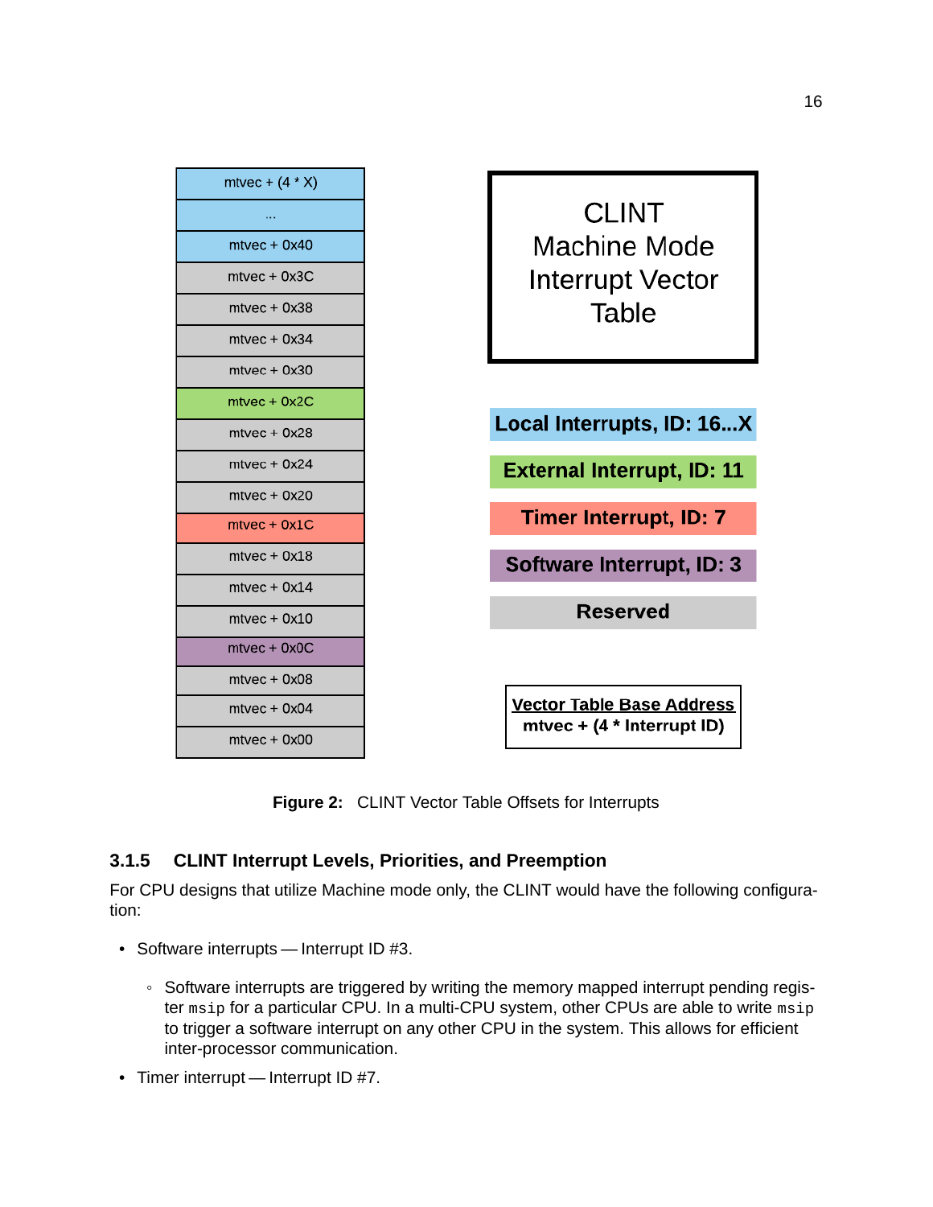| mtvec + (4 * X) |
|---|
| ... |
| mtvec + 0x40 |
| mtvec + 0x3C |
| mtvec + 0x38 |
| mtvec + 0x34 |
| mtvec + 0x30 |
| mtvec + 0x2C |
| mtvec + 0x28 |
| mtvec + 0x24 |
| mtvec + 0x20 |
| mtvec + 0x1C |
| mtvec + 0x18 |
| mtvec + 0x14 |
| mtvec + 0x10 |
| mtvec + 0x0C |
| mtvec + 0x08 |
| mtvec + 0x04 |
| mtvec + 0x00 |

CLINT Machine Mode Interrupt Vector Table

**Local Interrupts, ID: 16...X**

**External Interrupt, ID: 11**

**Timer Interrupt, ID: 7**

**Software Interrupt, ID: 3**

**Reserved**

**Vector Table Base Address**
**mtvec + (4 * Interrupt ID)**

**Figure 2:** CLINT Vector Table Offsets for Interrupts

### 3.1.5 CLINT Interrupt Levels, Priorities, and Preemption

For CPU designs that utilize Machine mode only, the CLINT would have the following configuration:

- Software interrupts — Interrupt ID #3.
  - Software interrupts are triggered by writing the memory mapped interrupt pending register `msip` for a particular CPU. In a multi-CPU system, other CPUs are able to write `msip` to trigger a software interrupt on any other CPU in the system. This allows for efficient inter-processor communication.
- Timer interrupt — Interrupt ID #7.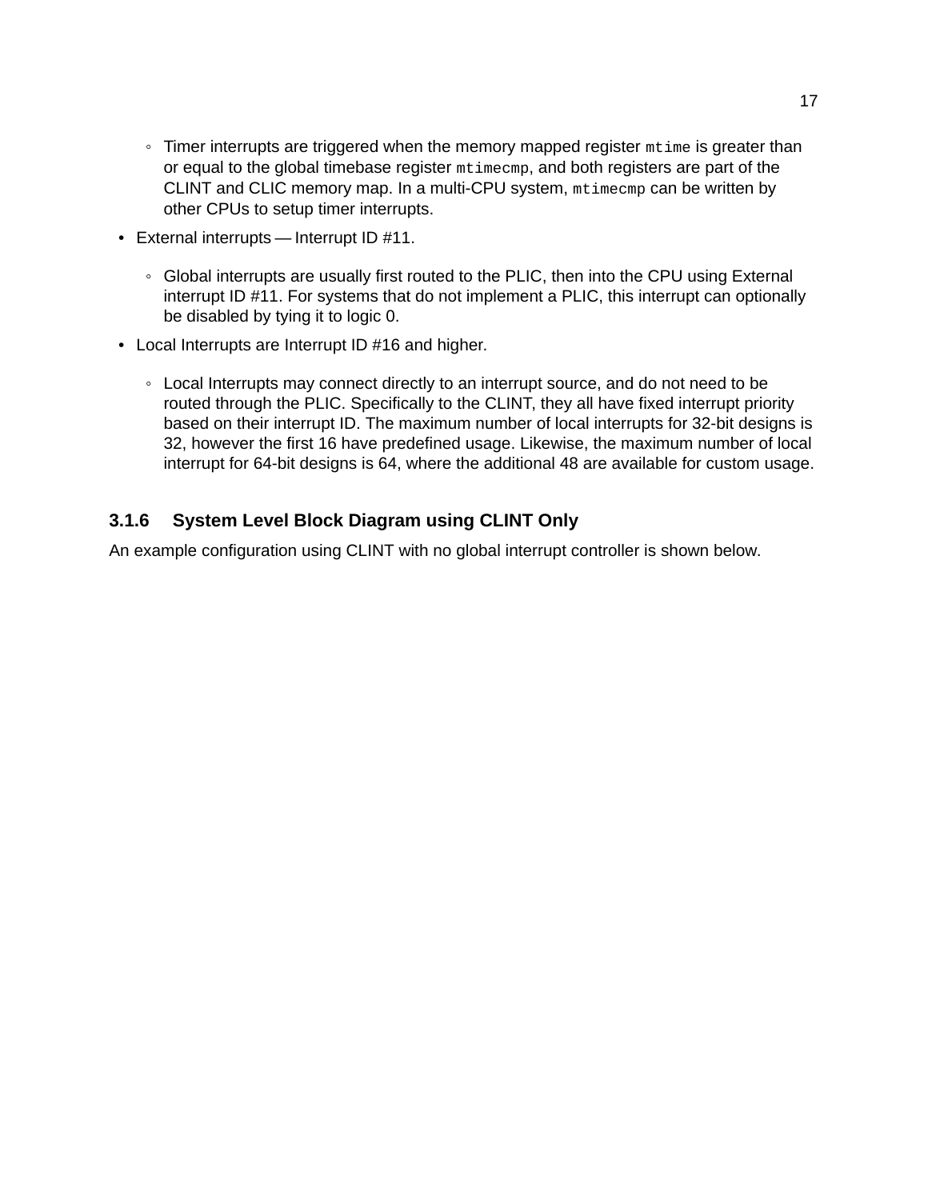- Timer interrupts are triggered when the memory mapped register `mtime` is greater than or equal to the global timebase register `mtimecmp`, and both registers are part of the CLINT and CLIC memory map. In a multi-CPU system, `mtimecmp` can be written by other CPUs to setup timer interrupts.
- External interrupts — Interrupt ID #11.
  - Global interrupts are usually first routed to the PLIC, then into the CPU using External interrupt ID #11. For systems that do not implement a PLIC, this interrupt can optionally be disabled by tying it to logic 0.
- Local Interrupts are Interrupt ID #16 and higher.
  - Local Interrupts may connect directly to an interrupt source, and do not need to be routed through the PLIC. Specifically to the CLINT, they all have fixed interrupt priority based on their interrupt ID. The maximum number of local interrupts for 32-bit designs is 32, however the first 16 have predefined usage. Likewise, the maximum number of local interrupt for 64-bit designs is 64, where the additional 48 are available for custom usage.

### 3.1.6 System Level Block Diagram using CLINT Only

An example configuration using CLINT with no global interrupt controller is shown below.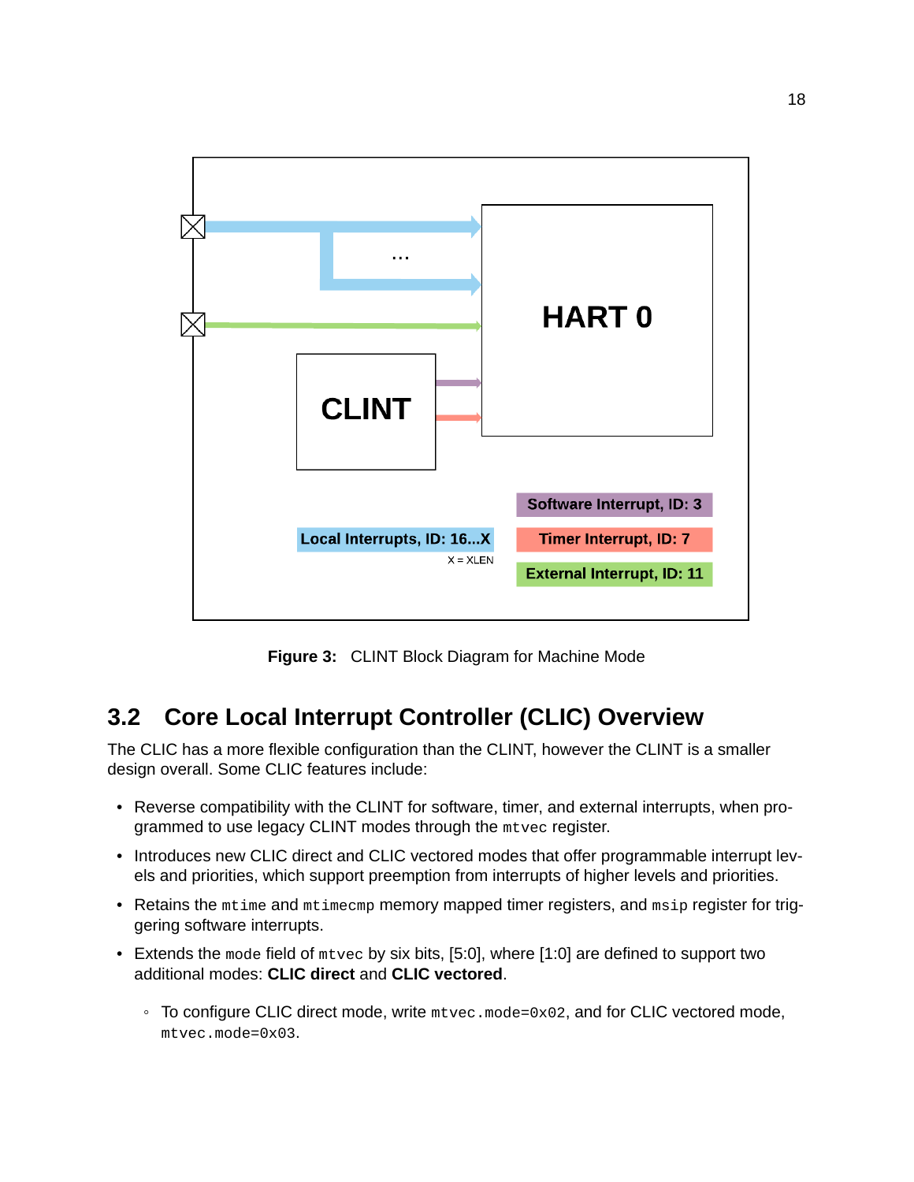Figure 3: CLINT Block Diagram for Machine Mode

## 3.2 Core Local Interrupt Controller (CLIC) Overview

The CLIC has a more flexible configuration than the CLINT, however the CLINT is a smaller design overall. Some CLIC features include:

- Reverse compatibility with the CLINT for software, timer, and external interrupts, when programmed to use legacy CLINT modes through the `mtvec` register.
- Introduces new CLIC direct and CLIC vectored modes that offer programmable interrupt levels and priorities, which support preemption from interrupts of higher levels and priorities.
- Retains the `mtime` and `mtimecmp` memory mapped timer registers, and `msip` register for triggering software interrupts.
- Extends the `mode` field of `mtvec` by six bits, [5:0], where [1:0] are defined to support two additional modes: **CLIC direct** and **CLIC vectored**.
  - To configure CLIC direct mode, write `mtvec.mode=0x02`, and for CLIC vectored mode, `mtvec.mode=0x03`.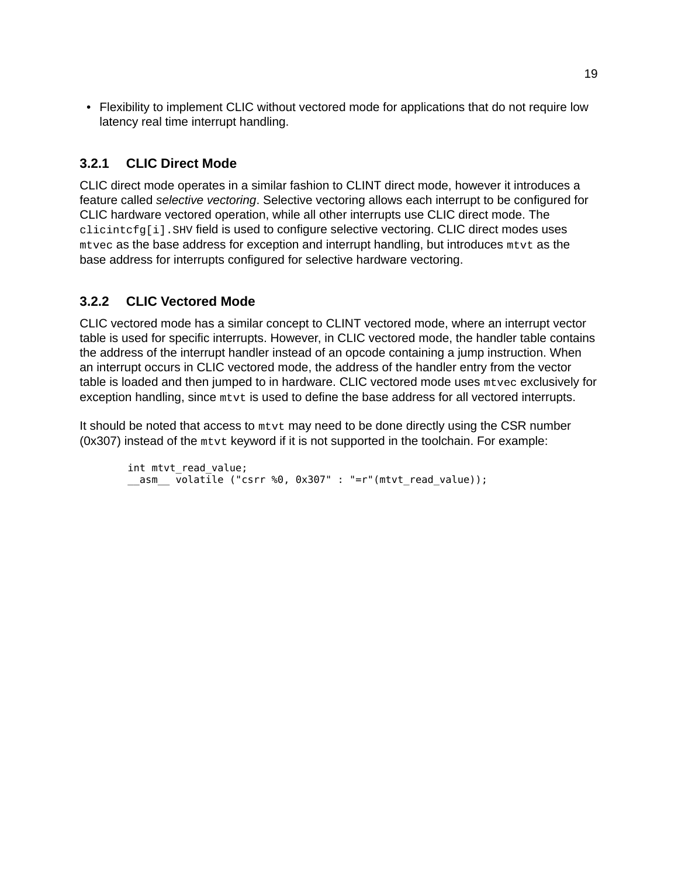- Flexibility to implement CLIC without vectored mode for applications that do not require low latency real time interrupt handling.

### 3.2.1 CLIC Direct Mode

CLIC direct mode operates in a similar fashion to CLINT direct mode, however it introduces a feature called *selective vectoring*. Selective vectoring allows each interrupt to be configured for CLIC hardware vectored operation, while all other interrupts use CLIC direct mode. The `clicintcfg[i].SHV` field is used to configure selective vectoring. CLIC direct modes uses `mtvec` as the base address for exception and interrupt handling, but introduces `mtvt` as the base address for interrupts configured for selective hardware vectoring.

### 3.2.2 CLIC Vectored Mode

CLIC vectored mode has a similar concept to CLINT vectored mode, where an interrupt vector table is used for specific interrupts. However, in CLIC vectored mode, the handler table contains the address of the interrupt handler instead of an opcode containing a jump instruction. When an interrupt occurs in CLIC vectored mode, the address of the handler entry from the vector table is loaded and then jumped to in hardware. CLIC vectored mode uses `mtvec` exclusively for exception handling, since `mtvt` is used to define the base address for all vectored interrupts.

It should be noted that access to `mtvt` may need to be done directly using the CSR number (0x307) instead of the `mtvt` keyword if it is not supported in the toolchain. For example:

```
int mtvt_read_value;
__asm__ volatile ("csrr %0, 0x307" : "=r"(mtvt_read_value));
```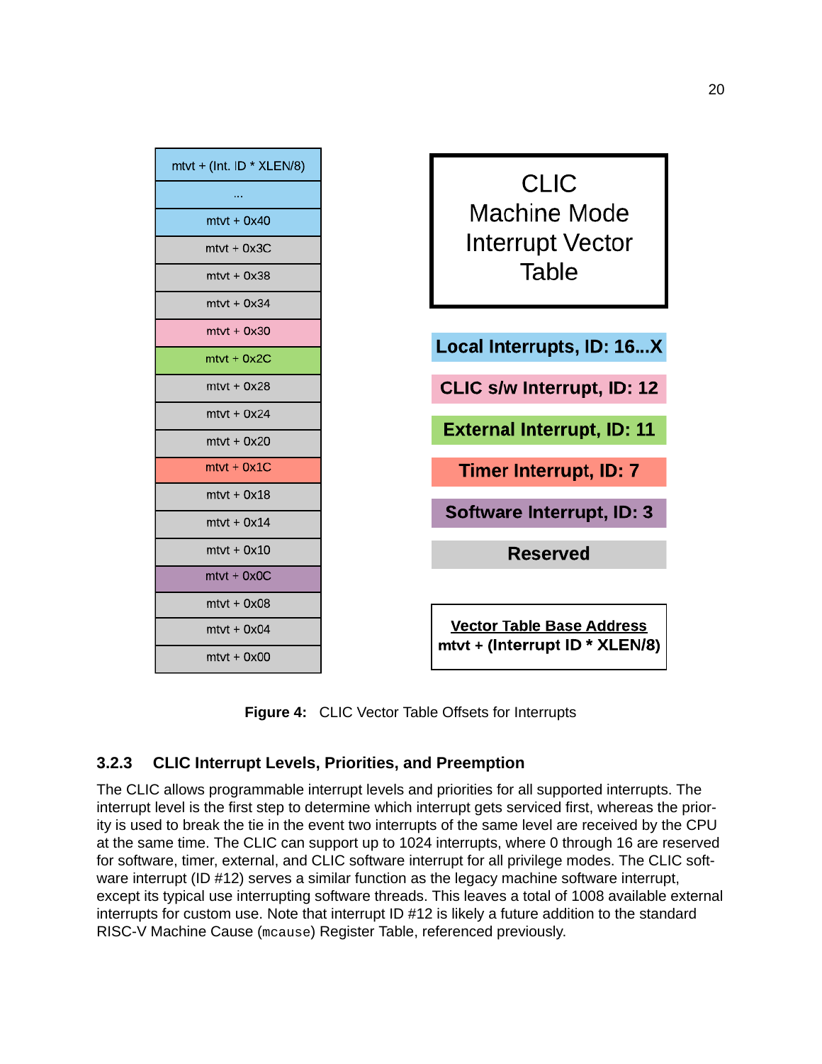| mtvt + (Int. ID * XLEN/8) |
| --- |
| ... |
| mtvt + 0x40 |
| mtvt + 0x3C |
| mtvt + 0x38 |
| mtvt + 0x34 |
| mtvt + 0x30 |
| mtvt + 0x2C |
| mtvt + 0x28 |
| mtvt + 0x24 |
| mtvt + 0x20 |
| mtvt + 0x1C |
| mtvt + 0x18 |
| mtvt + 0x14 |
| mtvt + 0x10 |
| mtvt + 0x0C |
| mtvt + 0x08 |
| mtvt + 0x04 |
| mtvt + 0x00 |

**CLIC Machine Mode Interrupt Vector Table**

- **Local Interrupts, ID: 16...X**
- **CLIC s/w Interrupt, ID: 12**
- **External Interrupt, ID: 11**
- **Timer Interrupt, ID: 7**
- **Software Interrupt, ID: 3**
- **Reserved**

**Vector Table Base Address**
**mtvt + (Interrupt ID * XLEN/8)**

**Figure 4:** CLIC Vector Table Offsets for Interrupts

### 3.2.3 CLIC Interrupt Levels, Priorities, and Preemption

The CLIC allows programmable interrupt levels and priorities for all supported interrupts. The interrupt level is the first step to determine which interrupt gets serviced first, whereas the priority is used to break the tie in the event two interrupts of the same level are received by the CPU at the same time. The CLIC can support up to 1024 interrupts, where 0 through 16 are reserved for software, timer, external, and CLIC software interrupt for all privilege modes. The CLIC software interrupt (ID #12) serves a similar function as the legacy machine software interrupt, except its typical use interrupting software threads. This leaves a total of 1008 available external interrupts for custom use. Note that interrupt ID #12 is likely a future addition to the standard RISC-V Machine Cause (`mcause`) Register Table, referenced previously.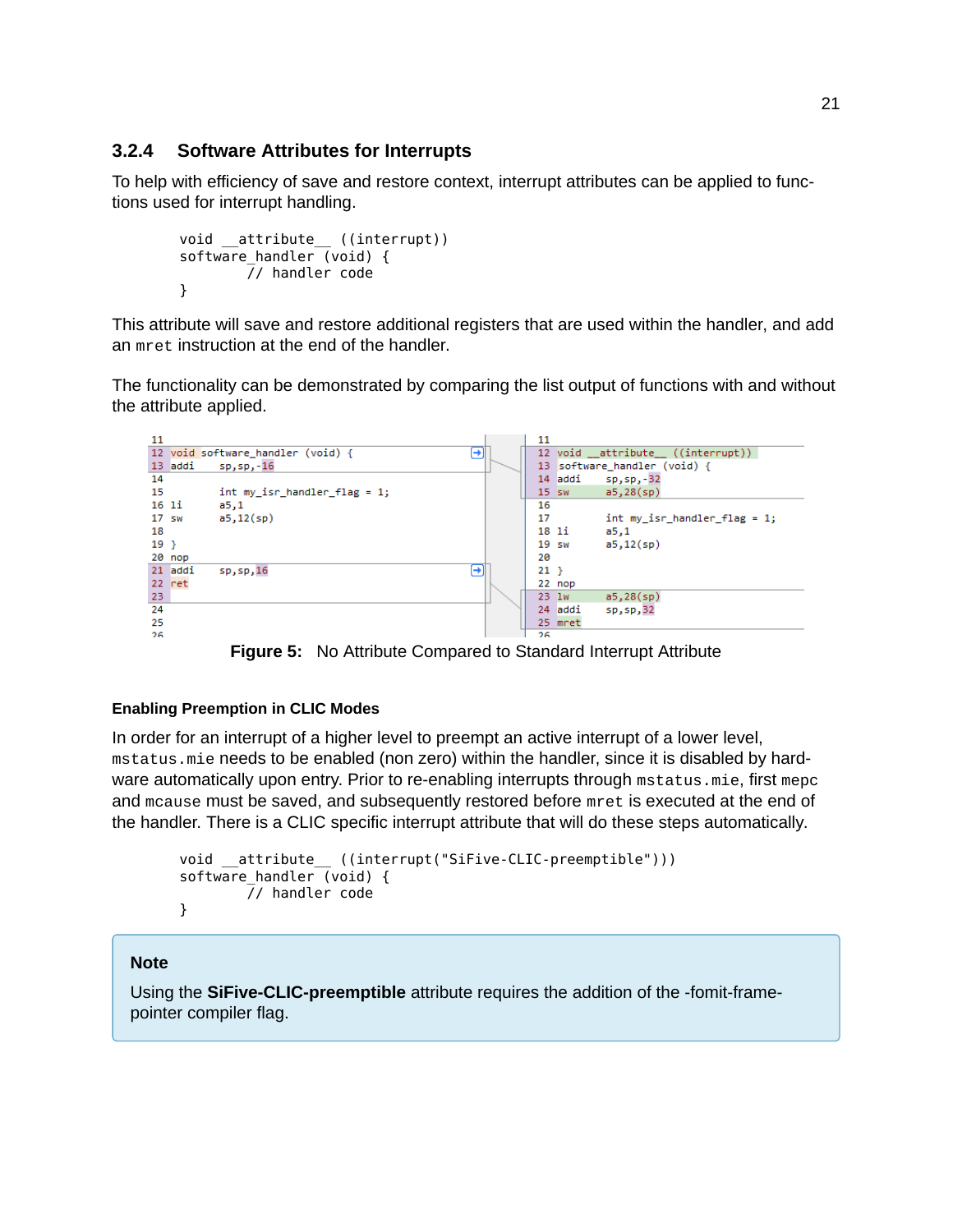### 3.2.4 Software Attributes for Interrupts

To help with efficiency of save and restore context, interrupt attributes can be applied to functions used for interrupt handling.

```
void __attribute__ ((interrupt))
software_handler (void) {
        // handler code
}
```

This attribute will save and restore additional registers that are used within the handler, and add an `mret` instruction at the end of the handler.

The functionality can be demonstrated by comparing the list output of functions with and without the attribute applied.

```
11
12 void software_handler (void) {
13 addi     sp,sp,-16
14
15          int my_isr_handler_flag = 1;
16 li       a5,1
17 sw       a5,12(sp)
18
19 }
20 nop
21 addi     sp,sp,16
22 ret
23
24
25
26
```

```
11
12 void __attribute__ ((interrupt))
13 software_handler (void) {
14 addi     sp,sp,-32
15 sw       a5,28(sp)
16
17          int my_isr_handler_flag = 1;
18 li       a5,1
19 sw       a5,12(sp)
20
21 }
22 nop
23 lw       a5,28(sp)
24 addi     sp,sp,32
25 mret
26
```

**Figure 5:** No Attribute Compared to Standard Interrupt Attribute

#### Enabling Preemption in CLIC Modes

In order for an interrupt of a higher level to preempt an active interrupt of a lower level, `mstatus.mie` needs to be enabled (non zero) within the handler, since it is disabled by hardware automatically upon entry. Prior to re-enabling interrupts through `mstatus.mie`, first `mepc` and `mcause` must be saved, and subsequently restored before `mret` is executed at the end of the handler. There is a CLIC specific interrupt attribute that will do these steps automatically.

```
void __attribute__ ((interrupt("SiFive-CLIC-preemptible")))
software_handler (void) {
        // handler code
}
```

> **Note**
>
> Using the **SiFive-CLIC-preemptible** attribute requires the addition of the -fomit-frame-pointer compiler flag.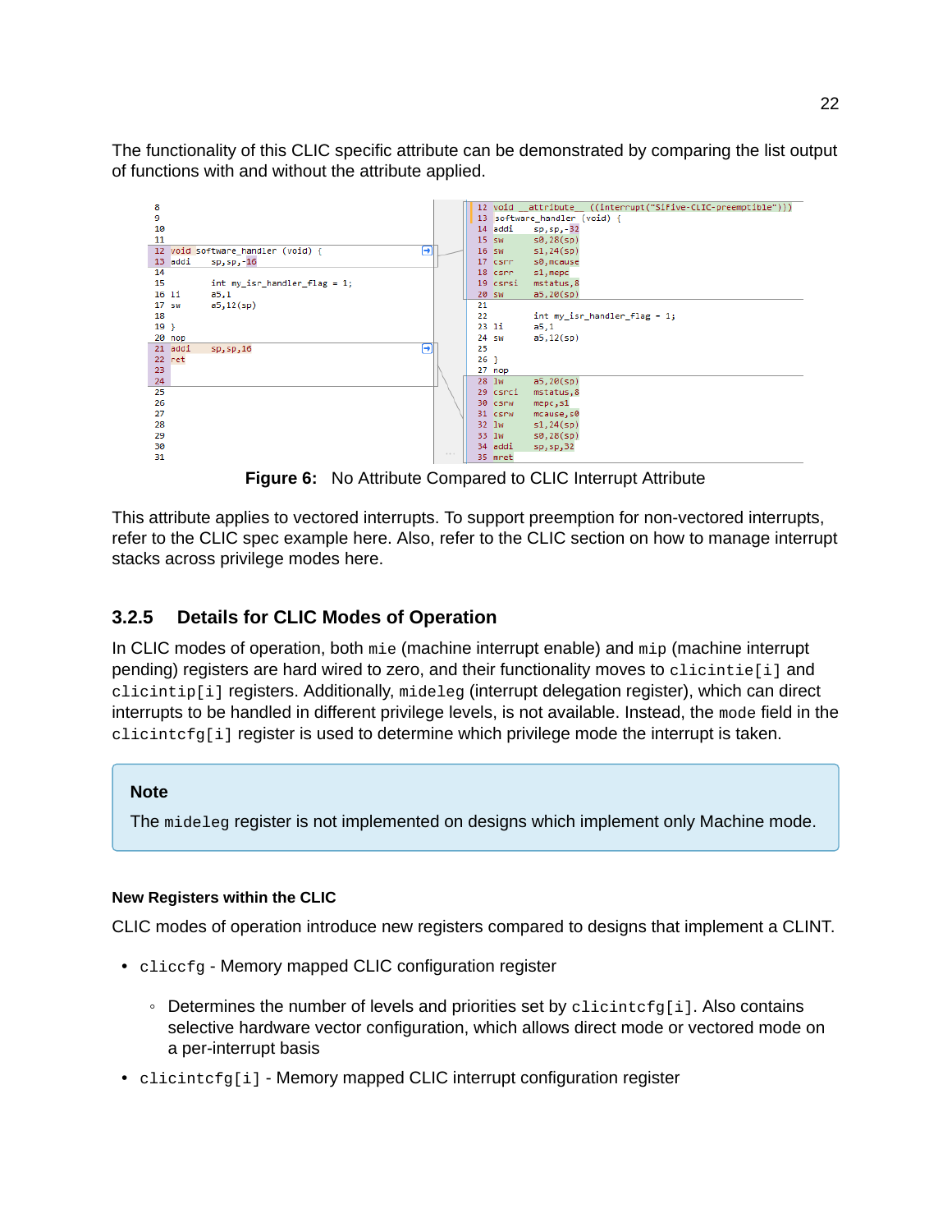The functionality of this CLIC specific attribute can be demonstrated by comparing the list output of functions with and without the attribute applied.

```
8
9
10
11
12 void software_handler (void) {
13 addi     sp,sp,-16
14
15          int my_isr_handler_flag = 1;
16 li       a5,1
17 sw       a5,12(sp)
18
19 }
20 nop
21 addi     sp,sp,16
22 ret
23
24
25
26
27
28
29
30
31
```

```
12 void __attribute__ ((interrupt("SiFive-CLIC-preemptible")))
13 software_handler (void) {
14 addi     sp,sp,-32
15 sw       s0,28(sp)
16 sw       s1,24(sp)
17 csrr     s0,mcause
18 csrr     s1,mepc
19 csrsi    mstatus,8
20 sw       a5,20(sp)
21
22          int my_isr_handler_flag = 1;
23 li       a5,1
24 sw       a5,12(sp)
25
26 }
27 nop
28 lw       a5,20(sp)
29 csrci    mstatus,8
30 csrw     mepc,s1
31 csrw     mcause,s0
32 lw       s1,24(sp)
33 lw       s0,28(sp)
34 addi     sp,sp,32
35 mret
```

**Figure 6:** No Attribute Compared to CLIC Interrupt Attribute

This attribute applies to vectored interrupts. To support preemption for non-vectored interrupts, refer to the CLIC spec example here. Also, refer to the CLIC section on how to manage interrupt stacks across privilege modes here.

### 3.2.5 Details for CLIC Modes of Operation

In CLIC modes of operation, both `mie` (machine interrupt enable) and `mip` (machine interrupt pending) registers are hard wired to zero, and their functionality moves to `clicintie[i]` and `clicintip[i]` registers. Additionally, `mideleg` (interrupt delegation register), which can direct interrupts to be handled in different privilege levels, is not available. Instead, the `mode` field in the `clicintcfg[i]` register is used to determine which privilege mode the interrupt is taken.

> **Note**
>
> The `mideleg` register is not implemented on designs which implement only Machine mode.

#### New Registers within the CLIC

CLIC modes of operation introduce new registers compared to designs that implement a CLINT.

- `cliccfg` - Memory mapped CLIC configuration register
  - Determines the number of levels and priorities set by `clicintcfg[i]`. Also contains selective hardware vector configuration, which allows direct mode or vectored mode on a per-interrupt basis
- `clicintcfg[i]` - Memory mapped CLIC interrupt configuration register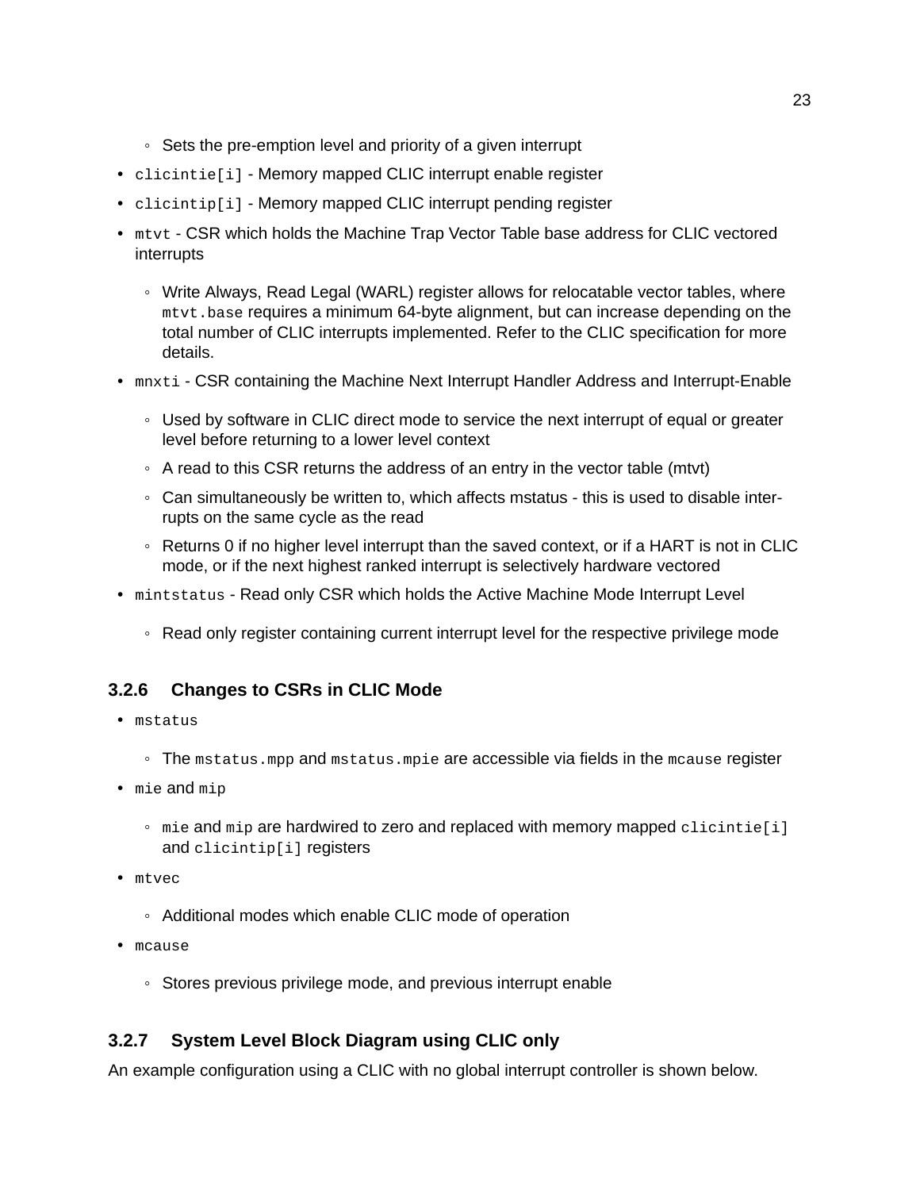- Sets the pre-emption level and priority of a given interrupt
- `clicintie[i]` - Memory mapped CLIC interrupt enable register
- `clicintip[i]` - Memory mapped CLIC interrupt pending register
- `mtvt` - CSR which holds the Machine Trap Vector Table base address for CLIC vectored interrupts
    - Write Always, Read Legal (WARL) register allows for relocatable vector tables, where `mtvt.base` requires a minimum 64-byte alignment, but can increase depending on the total number of CLIC interrupts implemented. Refer to the CLIC specification for more details.
- `mnxti` - CSR containing the Machine Next Interrupt Handler Address and Interrupt-Enable
    - Used by software in CLIC direct mode to service the next interrupt of equal or greater level before returning to a lower level context
    - A read to this CSR returns the address of an entry in the vector table (mtvt)
    - Can simultaneously be written to, which affects mstatus - this is used to disable interrupts on the same cycle as the read
    - Returns 0 if no higher level interrupt than the saved context, or if a HART is not in CLIC mode, or if the next highest ranked interrupt is selectively hardware vectored
- `mintstatus` - Read only CSR which holds the Active Machine Mode Interrupt Level
    - Read only register containing current interrupt level for the respective privilege mode

### 3.2.6 Changes to CSRs in CLIC Mode

- `mstatus`
    - The `mstatus.mpp` and `mstatus.mpie` are accessible via fields in the `mcause` register
- `mie` and `mip`
    - `mie` and `mip` are hardwired to zero and replaced with memory mapped `clicintie[i]` and `clicintip[i]` registers
- `mtvec`
    - Additional modes which enable CLIC mode of operation
- `mcause`
    - Stores previous privilege mode, and previous interrupt enable

### 3.2.7 System Level Block Diagram using CLIC only

An example configuration using a CLIC with no global interrupt controller is shown below.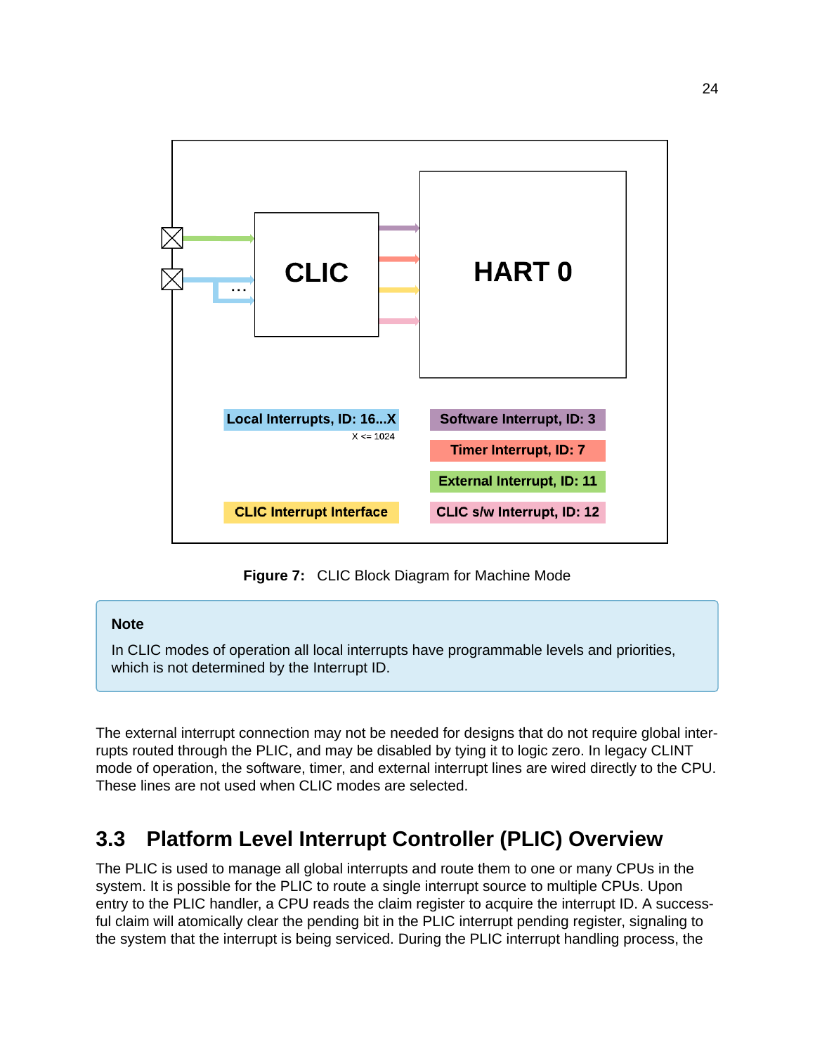CLIC

HART 0

Local Interrupts, ID: 16...X

X <= 1024

Software Interrupt, ID: 3

Timer Interrupt, ID: 7

External Interrupt, ID: 11

CLIC Interrupt Interface

CLIC s/w Interrupt, ID: 12

**Figure 7:** CLIC Block Diagram for Machine Mode

> **Note**
>
> In CLIC modes of operation all local interrupts have programmable levels and priorities, which is not determined by the Interrupt ID.

The external interrupt connection may not be needed for designs that do not require global interrupts routed through the PLIC, and may be disabled by tying it to logic zero. In legacy CLINT mode of operation, the software, timer, and external interrupt lines are wired directly to the CPU. These lines are not used when CLIC modes are selected.

## 3.3 Platform Level Interrupt Controller (PLIC) Overview

The PLIC is used to manage all global interrupts and route them to one or many CPUs in the system. It is possible for the PLIC to route a single interrupt source to multiple CPUs. Upon entry to the PLIC handler, a CPU reads the claim register to acquire the interrupt ID. A successful claim will atomically clear the pending bit in the PLIC interrupt pending register, signaling to the system that the interrupt is being serviced. During the PLIC interrupt handling process, the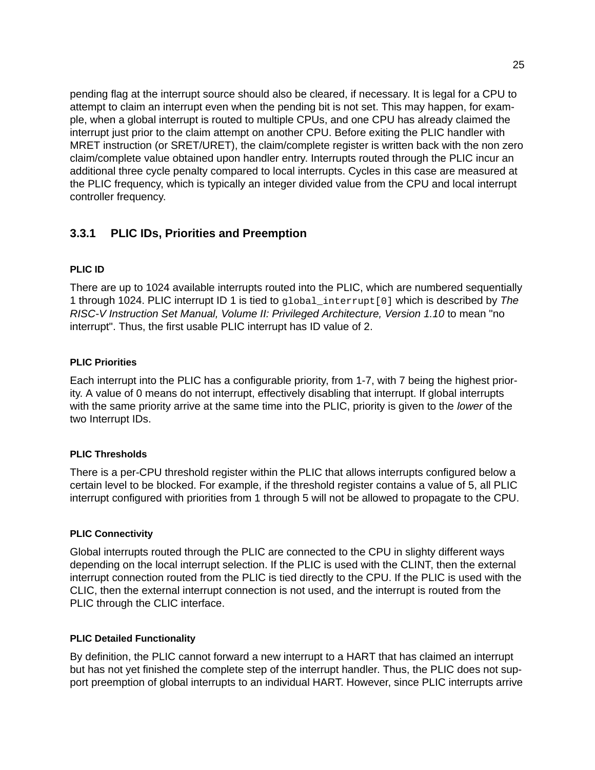pending flag at the interrupt source should also be cleared, if necessary. It is legal for a CPU to attempt to claim an interrupt even when the pending bit is not set. This may happen, for example, when a global interrupt is routed to multiple CPUs, and one CPU has already claimed the interrupt just prior to the claim attempt on another CPU. Before exiting the PLIC handler with MRET instruction (or SRET/URET), the claim/complete register is written back with the non zero claim/complete value obtained upon handler entry. Interrupts routed through the PLIC incur an additional three cycle penalty compared to local interrupts. Cycles in this case are measured at the PLIC frequency, which is typically an integer divided value from the CPU and local interrupt controller frequency.

### 3.3.1 PLIC IDs, Priorities and Preemption

#### PLIC ID

There are up to 1024 available interrupts routed into the PLIC, which are numbered sequentially 1 through 1024. PLIC interrupt ID 1 is tied to `global_interrupt[0]` which is described by *The RISC-V Instruction Set Manual, Volume II: Privileged Architecture, Version 1.10* to mean "no interrupt". Thus, the first usable PLIC interrupt has ID value of 2.

#### PLIC Priorities

Each interrupt into the PLIC has a configurable priority, from 1-7, with 7 being the highest priority. A value of 0 means do not interrupt, effectively disabling that interrupt. If global interrupts with the same priority arrive at the same time into the PLIC, priority is given to the *lower* of the two Interrupt IDs.

#### PLIC Thresholds

There is a per-CPU threshold register within the PLIC that allows interrupts configured below a certain level to be blocked. For example, if the threshold register contains a value of 5, all PLIC interrupt configured with priorities from 1 through 5 will not be allowed to propagate to the CPU.

#### PLIC Connectivity

Global interrupts routed through the PLIC are connected to the CPU in slighty different ways depending on the local interrupt selection. If the PLIC is used with the CLINT, then the external interrupt connection routed from the PLIC is tied directly to the CPU. If the PLIC is used with the CLIC, then the external interrupt connection is not used, and the interrupt is routed from the PLIC through the CLIC interface.

#### PLIC Detailed Functionality

By definition, the PLIC cannot forward a new interrupt to a HART that has claimed an interrupt but has not yet finished the complete step of the interrupt handler. Thus, the PLIC does not support preemption of global interrupts to an individual HART. However, since PLIC interrupts arrive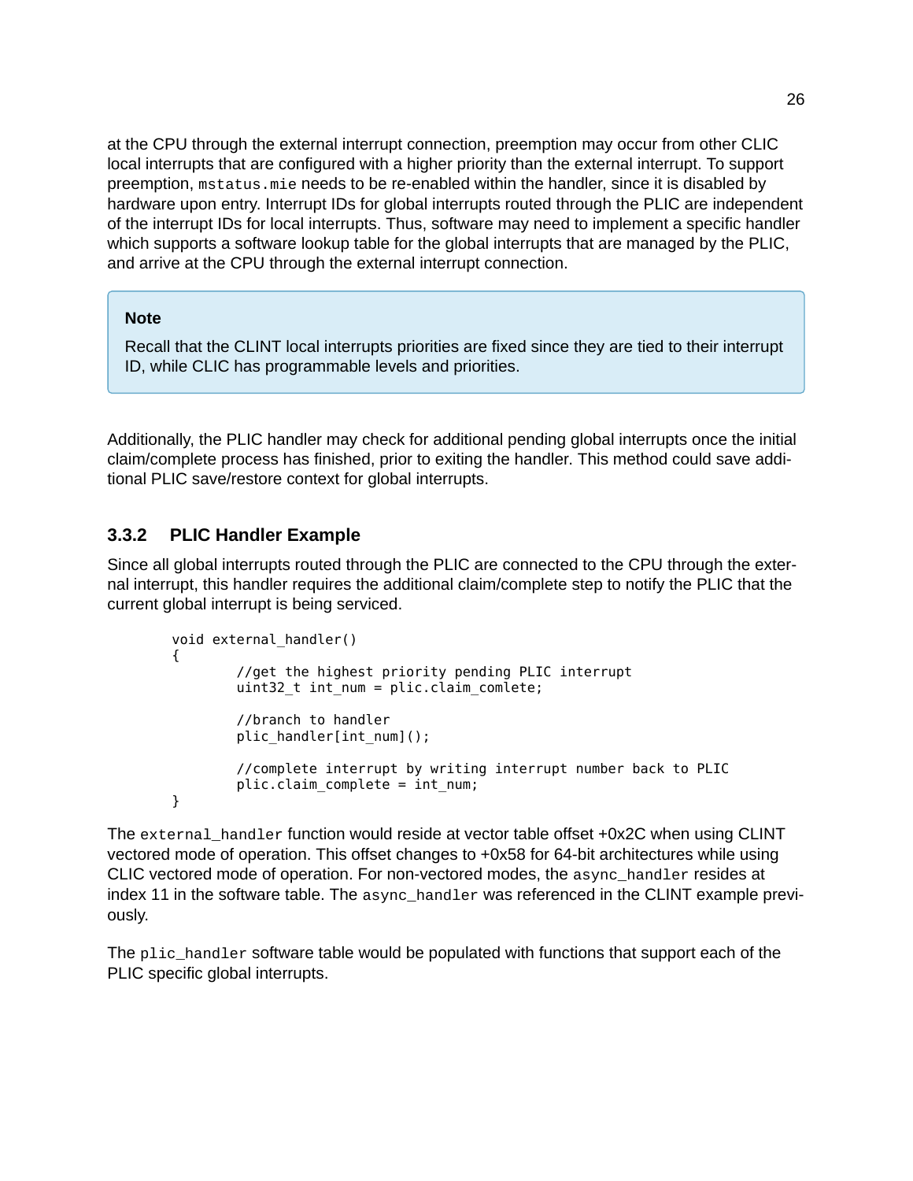at the CPU through the external interrupt connection, preemption may occur from other CLIC local interrupts that are configured with a higher priority than the external interrupt. To support preemption, `mstatus.mie` needs to be re-enabled within the handler, since it is disabled by hardware upon entry. Interrupt IDs for global interrupts routed through the PLIC are independent of the interrupt IDs for local interrupts. Thus, software may need to implement a specific handler which supports a software lookup table for the global interrupts that are managed by the PLIC, and arrive at the CPU through the external interrupt connection.

> **Note**
>
> Recall that the CLINT local interrupts priorities are fixed since they are tied to their interrupt ID, while CLIC has programmable levels and priorities.

Additionally, the PLIC handler may check for additional pending global interrupts once the initial claim/complete process has finished, prior to exiting the handler. This method could save additional PLIC save/restore context for global interrupts.

### 3.3.2 PLIC Handler Example

Since all global interrupts routed through the PLIC are connected to the CPU through the external interrupt, this handler requires the additional claim/complete step to notify the PLIC that the current global interrupt is being serviced.

```
void external_handler()
{
        //get the highest priority pending PLIC interrupt
        uint32_t int_num = plic.claim_comlete;

        //branch to handler
        plic_handler[int_num]();

        //complete interrupt by writing interrupt number back to PLIC
        plic.claim_complete = int_num;
}
```

The `external_handler` function would reside at vector table offset +0x2C when using CLINT vectored mode of operation. This offset changes to +0x58 for 64-bit architectures while using CLIC vectored mode of operation. For non-vectored modes, the `async_handler` resides at index 11 in the software table. The `async_handler` was referenced in the CLINT example previously.

The `plic_handler` software table would be populated with functions that support each of the PLIC specific global interrupts.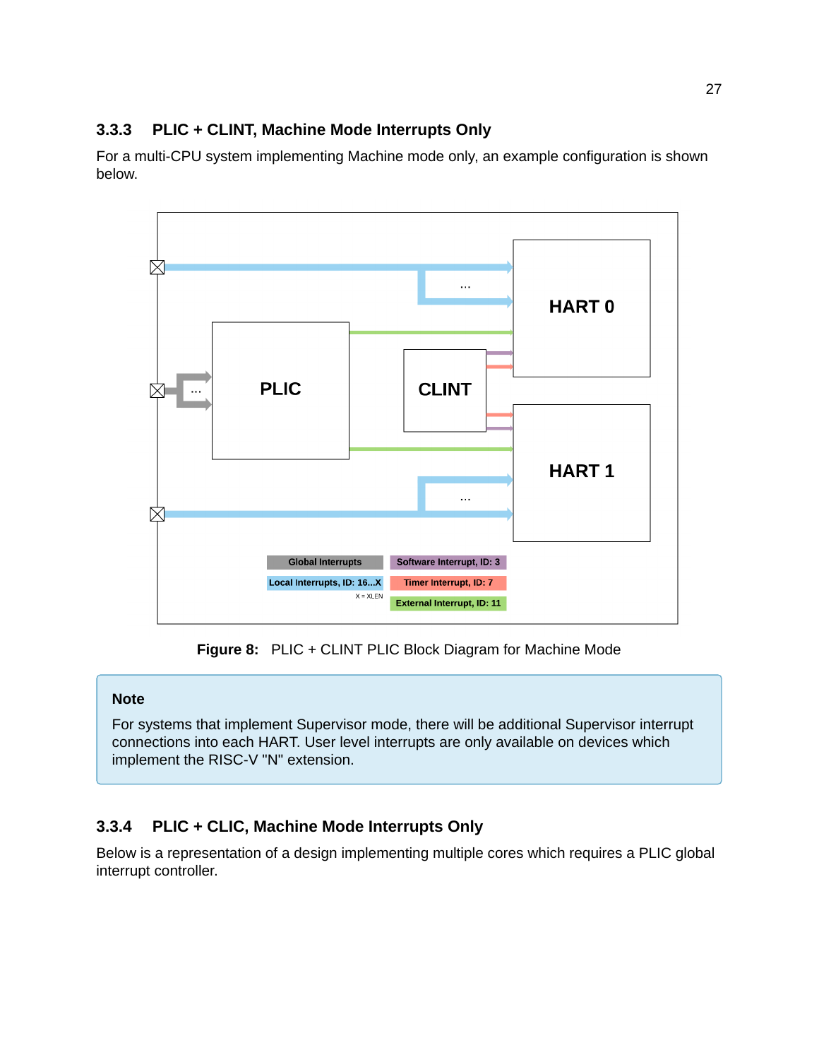### 3.3.3 PLIC + CLINT, Machine Mode Interrupts Only

For a multi-CPU system implementing Machine mode only, an example configuration is shown below.

**Figure 8:** PLIC + CLINT PLIC Block Diagram for Machine Mode

> **Note**
>
> For systems that implement Supervisor mode, there will be additional Supervisor interrupt connections into each HART. User level interrupts are only available on devices which implement the RISC-V "N" extension.

### 3.3.4 PLIC + CLIC, Machine Mode Interrupts Only

Below is a representation of a design implementing multiple cores which requires a PLIC global interrupt controller.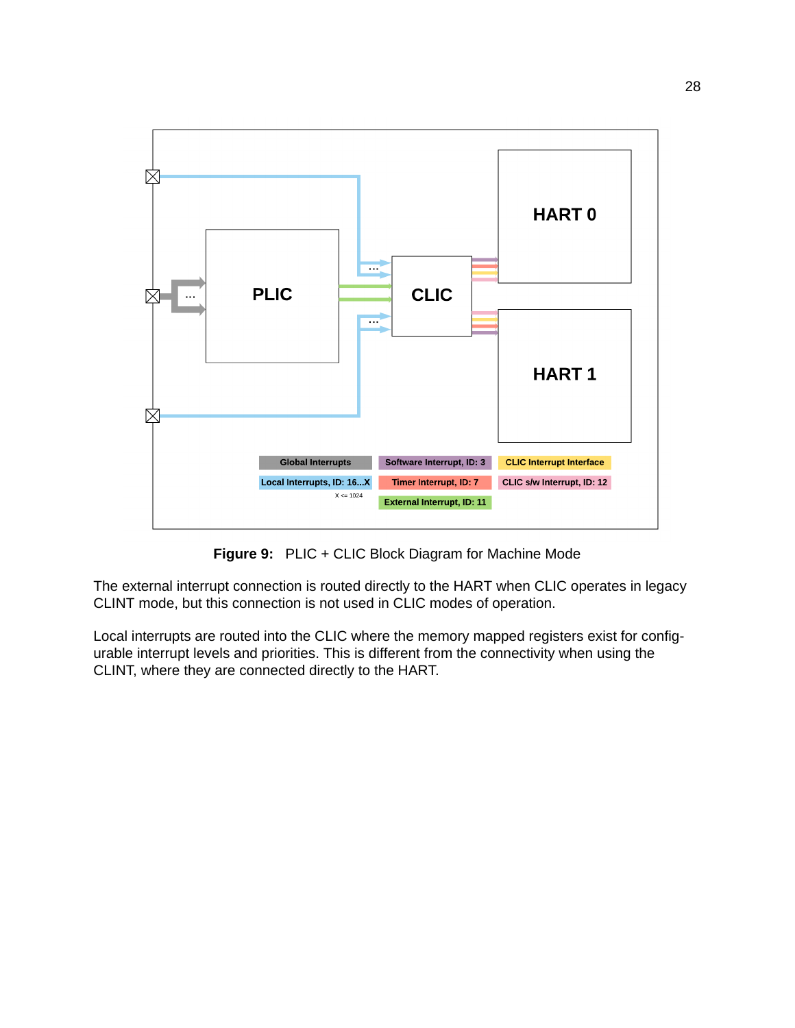**Figure 9:** PLIC + CLIC Block Diagram for Machine Mode

The external interrupt connection is routed directly to the HART when CLIC operates in legacy CLINT mode, but this connection is not used in CLIC modes of operation.

Local interrupts are routed into the CLIC where the memory mapped registers exist for configurable interrupt levels and priorities. This is different from the connectivity when using the CLINT, where they are connected directly to the HART.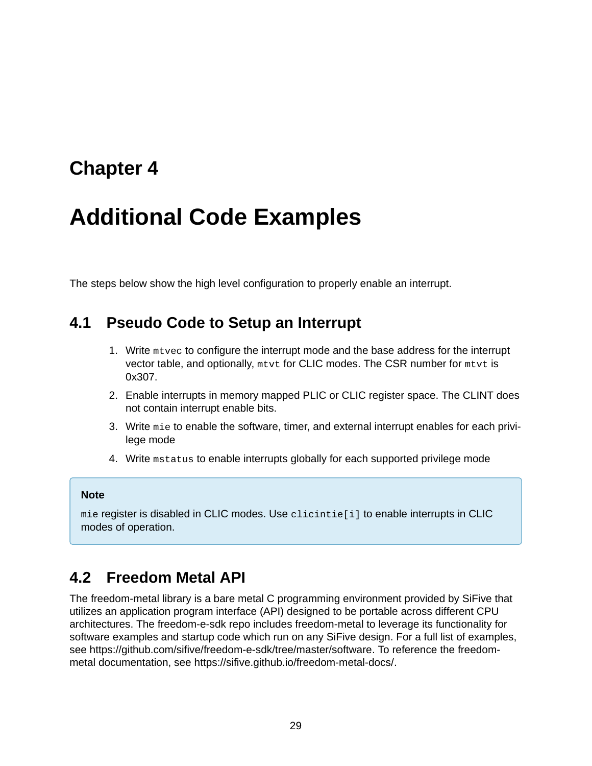# Chapter 4

# Additional Code Examples

The steps below show the high level configuration to properly enable an interrupt.

## 4.1 Pseudo Code to Setup an Interrupt

1. Write `mtvec` to configure the interrupt mode and the base address for the interrupt vector table, and optionally, `mtvt` for CLIC modes. The CSR number for `mtvt` is 0x307.
2. Enable interrupts in memory mapped PLIC or CLIC register space. The CLINT does not contain interrupt enable bits.
3. Write `mie` to enable the software, timer, and external interrupt enables for each privilege mode
4. Write `mstatus` to enable interrupts globally for each supported privilege mode

> **Note**
>
> `mie` register is disabled in CLIC modes. Use `clicintie[i]` to enable interrupts in CLIC modes of operation.

## 4.2 Freedom Metal API

The freedom-metal library is a bare metal C programming environment provided by SiFive that utilizes an application program interface (API) designed to be portable across different CPU architectures. The freedom-e-sdk repo includes freedom-metal to leverage its functionality for software examples and startup code which run on any SiFive design. For a full list of examples, see https://github.com/sifive/freedom-e-sdk/tree/master/software. To reference the freedom-metal documentation, see https://sifive.github.io/freedom-metal-docs/.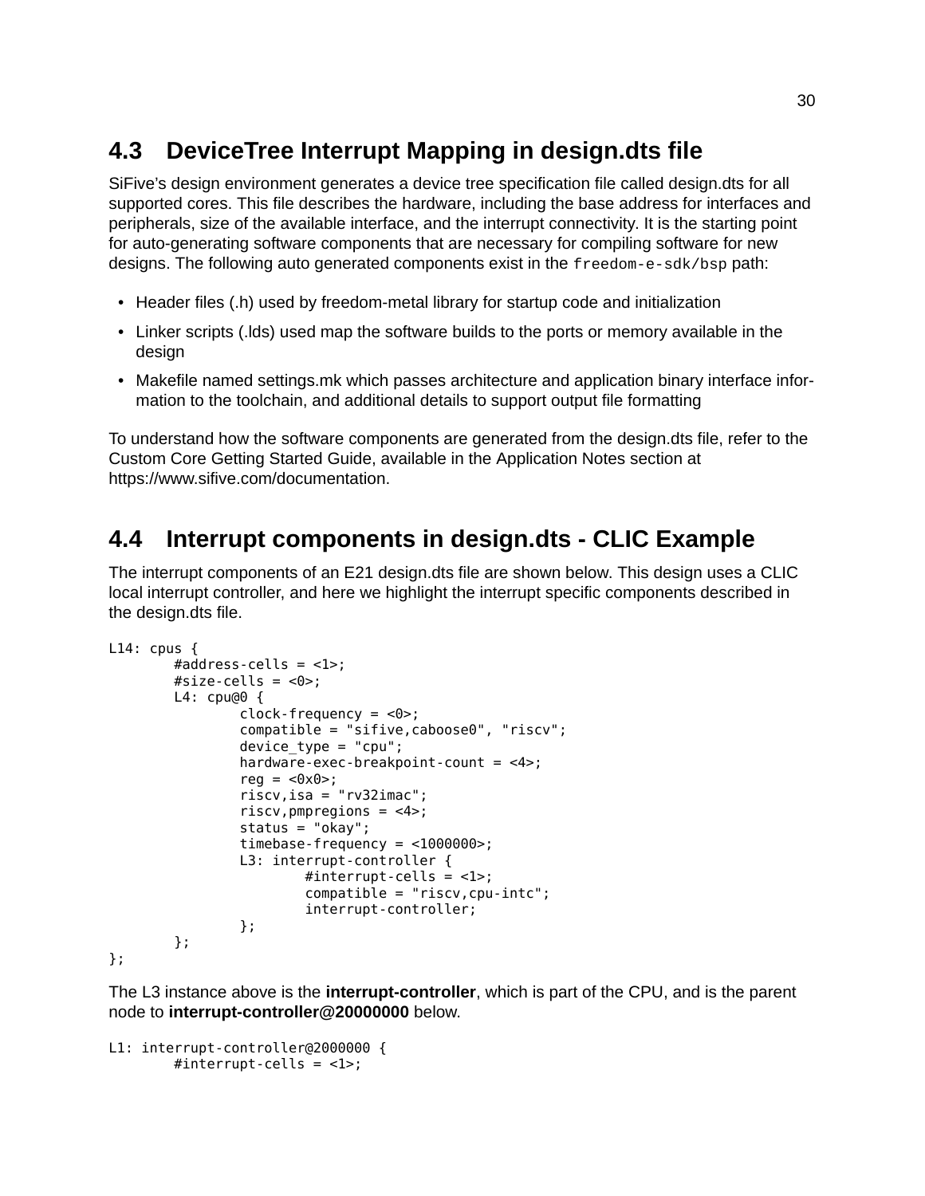## 4.3 DeviceTree Interrupt Mapping in design.dts file

SiFive's design environment generates a device tree specification file called design.dts for all supported cores. This file describes the hardware, including the base address for interfaces and peripherals, size of the available interface, and the interrupt connectivity. It is the starting point for auto-generating software components that are necessary for compiling software for new designs. The following auto generated components exist in the `freedom-e-sdk/bsp` path:

- Header files (.h) used by freedom-metal library for startup code and initialization
- Linker scripts (.lds) used map the software builds to the ports or memory available in the design
- Makefile named settings.mk which passes architecture and application binary interface information to the toolchain, and additional details to support output file formatting

To understand how the software components are generated from the design.dts file, refer to the Custom Core Getting Started Guide, available in the Application Notes section at https://www.sifive.com/documentation.

## 4.4 Interrupt components in design.dts - CLIC Example

The interrupt components of an E21 design.dts file are shown below. This design uses a CLIC local interrupt controller, and here we highlight the interrupt specific components described in the design.dts file.

```
L14: cpus {
        #address-cells = <1>;
        #size-cells = <0>;
        L4: cpu@0 {
                clock-frequency = <0>;
                compatible = "sifive,caboose0", "riscv";
                device_type = "cpu";
                hardware-exec-breakpoint-count = <4>;
                reg = <0x0>;
                riscv,isa = "rv32imac";
                riscv,pmpregions = <4>;
                status = "okay";
                timebase-frequency = <1000000>;
                L3: interrupt-controller {
                        #interrupt-cells = <1>;
                        compatible = "riscv,cpu-intc";
                        interrupt-controller;
                };
        };
};
```

The L3 instance above is the **interrupt-controller**, which is part of the CPU, and is the parent node to **interrupt-controller@20000000** below.

```
L1: interrupt-controller@2000000 {
        #interrupt-cells = <1>;
```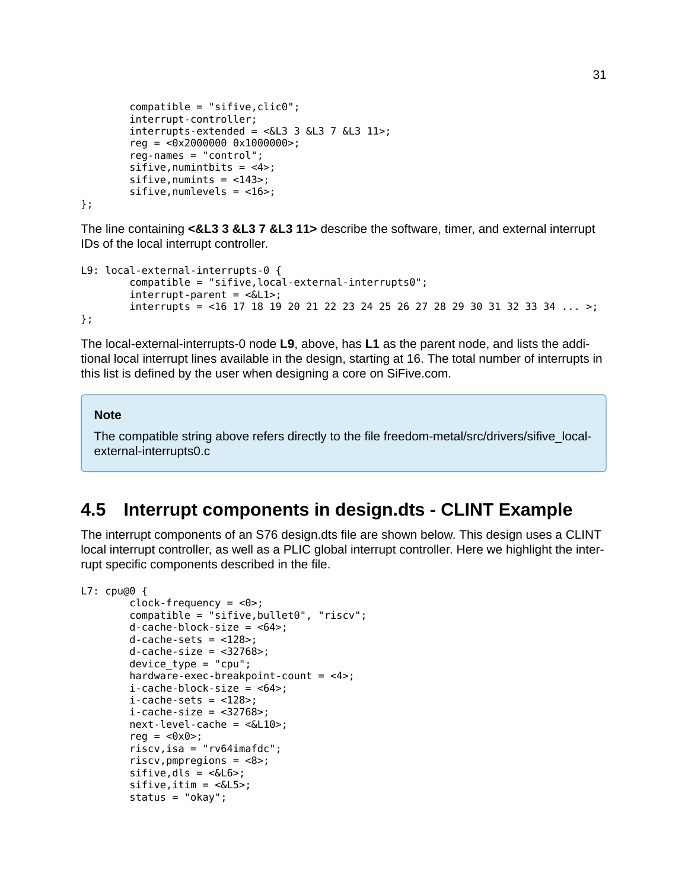```
        compatible = "sifive,clic0";
        interrupt-controller;
        interrupts-extended = <&L3 3 &L3 7 &L3 11>;
        reg = <0x2000000 0x1000000>;
        reg-names = "control";
        sifive,numintbits = <4>;
        sifive,numints = <143>;
        sifive,numlevels = <16>;
};
```

The line containing **<&L3 3 &L3 7 &L3 11>** describe the software, timer, and external interrupt IDs of the local interrupt controller.

```
L9: local-external-interrupts-0 {
        compatible = "sifive,local-external-interrupts0";
        interrupt-parent = <&L1>;
        interrupts = <16 17 18 19 20 21 22 23 24 25 26 27 28 29 30 31 32 33 34 ... >;
};
```

The local-external-interrupts-0 node **L9**, above, has **L1** as the parent node, and lists the additional local interrupt lines available in the design, starting at 16. The total number of interrupts in this list is defined by the user when designing a core on SiFive.com.

> **Note**
>
> The compatible string above refers directly to the file freedom-metal/src/drivers/sifive_local-external-interrupts0.c

## 4.5 Interrupt components in design.dts - CLINT Example

The interrupt components of an S76 design.dts file are shown below. This design uses a CLINT local interrupt controller, as well as a PLIC global interrupt controller. Here we highlight the interrupt specific components described in the file.

```
L7: cpu@0 {
        clock-frequency = <0>;
        compatible = "sifive,bullet0", "riscv";
        d-cache-block-size = <64>;
        d-cache-sets = <128>;
        d-cache-size = <32768>;
        device_type = "cpu";
        hardware-exec-breakpoint-count = <4>;
        i-cache-block-size = <64>;
        i-cache-sets = <128>;
        i-cache-size = <32768>;
        next-level-cache = <&L10>;
        reg = <0x0>;
        riscv,isa = "rv64imafdc";
        riscv,pmpregions = <8>;
        sifive,dls = <&L6>;
        sifive,itim = <&L5>;
        status = "okay";
```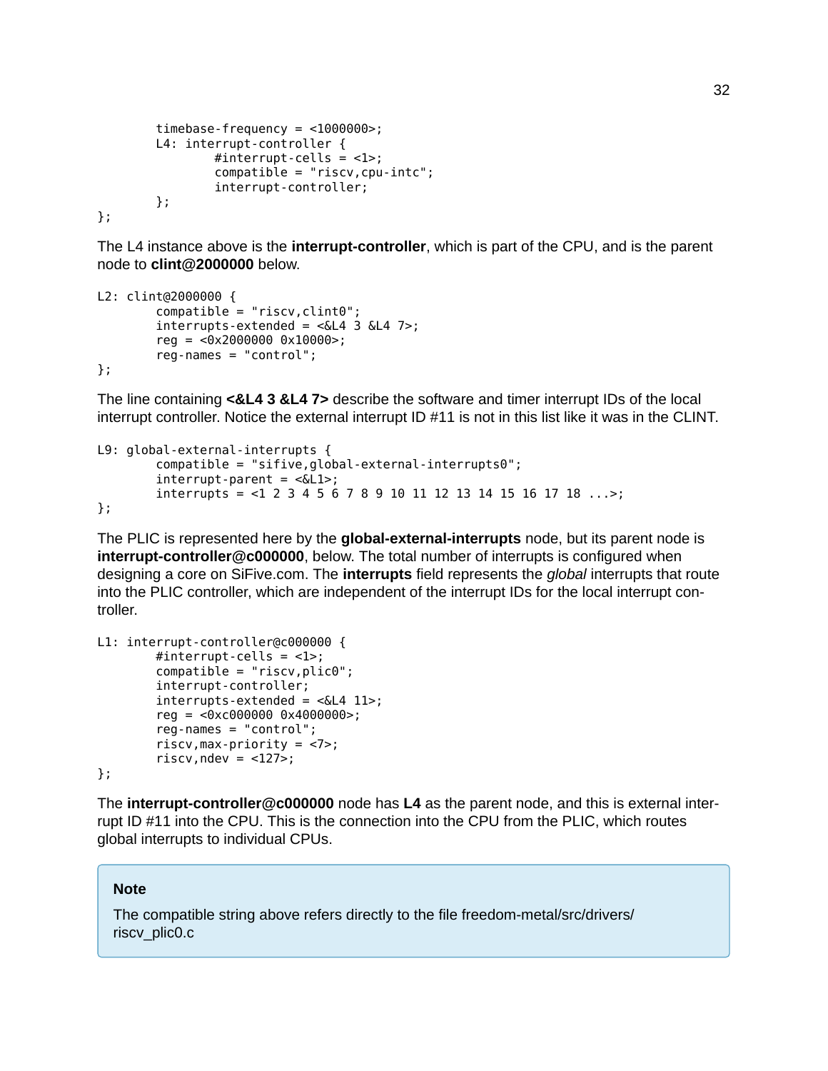```
        timebase-frequency = <1000000>;
        L4: interrupt-controller {
                #interrupt-cells = <1>;
                compatible = "riscv,cpu-intc";
                interrupt-controller;
        };
};
```

The L4 instance above is the **interrupt-controller**, which is part of the CPU, and is the parent node to **clint@2000000** below.

```
L2: clint@2000000 {
        compatible = "riscv,clint0";
        interrupts-extended = <&L4 3 &L4 7>;
        reg = <0x2000000 0x10000>;
        reg-names = "control";
};
```

The line containing **<&L4 3 &L4 7>** describe the software and timer interrupt IDs of the local interrupt controller. Notice the external interrupt ID #11 is not in this list like it was in the CLINT.

```
L9: global-external-interrupts {
        compatible = "sifive,global-external-interrupts0";
        interrupt-parent = <&L1>;
        interrupts = <1 2 3 4 5 6 7 8 9 10 11 12 13 14 15 16 17 18 ...>;
};
```

The PLIC is represented here by the **global-external-interrupts** node, but its parent node is **interrupt-controller@c000000**, below. The total number of interrupts is configured when designing a core on SiFive.com. The **interrupts** field represents the *global* interrupts that route into the PLIC controller, which are independent of the interrupt IDs for the local interrupt controller.

```
L1: interrupt-controller@c000000 {
        #interrupt-cells = <1>;
        compatible = "riscv,plic0";
        interrupt-controller;
        interrupts-extended = <&L4 11>;
        reg = <0xc000000 0x4000000>;
        reg-names = "control";
        riscv,max-priority = <7>;
        riscv,ndev = <127>;
};
```

The **interrupt-controller@c000000** node has **L4** as the parent node, and this is external interrupt ID #11 into the CPU. This is the connection into the CPU from the PLIC, which routes global interrupts to individual CPUs.

> **Note**
>
> The compatible string above refers directly to the file freedom-metal/src/drivers/riscv_plic0.c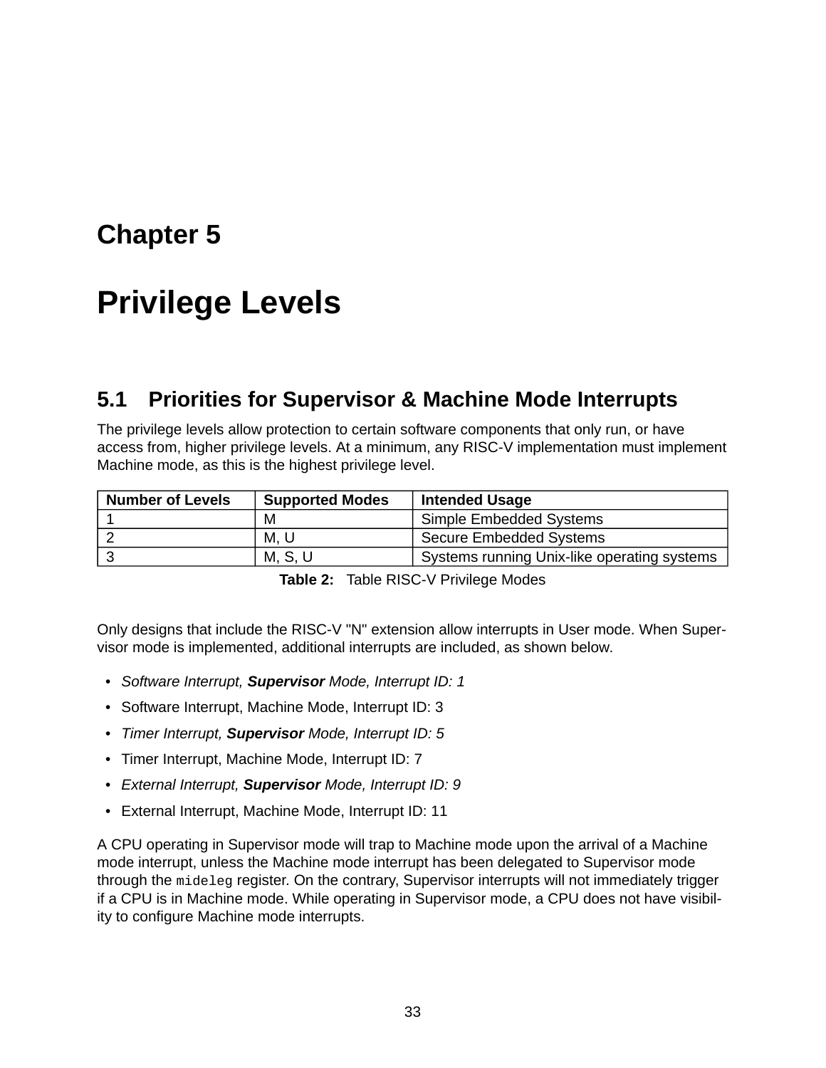# Chapter 5

# Privilege Levels

## 5.1 Priorities for Supervisor & Machine Mode Interrupts

The privilege levels allow protection to certain software components that only run, or have access from, higher privilege levels. At a minimum, any RISC-V implementation must implement Machine mode, as this is the highest privilege level.

| Number of Levels | Supported Modes | Intended Usage |
|---|---|---|
| 1 | M | Simple Embedded Systems |
| 2 | M, U | Secure Embedded Systems |
| 3 | M, S, U | Systems running Unix-like operating systems |

**Table 2:** Table RISC-V Privilege Modes

Only designs that include the RISC-V "N" extension allow interrupts in User mode. When Supervisor mode is implemented, additional interrupts are included, as shown below.

- *Software Interrupt, **Supervisor** Mode, Interrupt ID: 1*
- Software Interrupt, Machine Mode, Interrupt ID: 3
- *Timer Interrupt, **Supervisor** Mode, Interrupt ID: 5*
- Timer Interrupt, Machine Mode, Interrupt ID: 7
- *External Interrupt, **Supervisor** Mode, Interrupt ID: 9*
- External Interrupt, Machine Mode, Interrupt ID: 11

A CPU operating in Supervisor mode will trap to Machine mode upon the arrival of a Machine mode interrupt, unless the Machine mode interrupt has been delegated to Supervisor mode through the `mideleg` register. On the contrary, Supervisor interrupts will not immediately trigger if a CPU is in Machine mode. While operating in Supervisor mode, a CPU does not have visibility to configure Machine mode interrupts.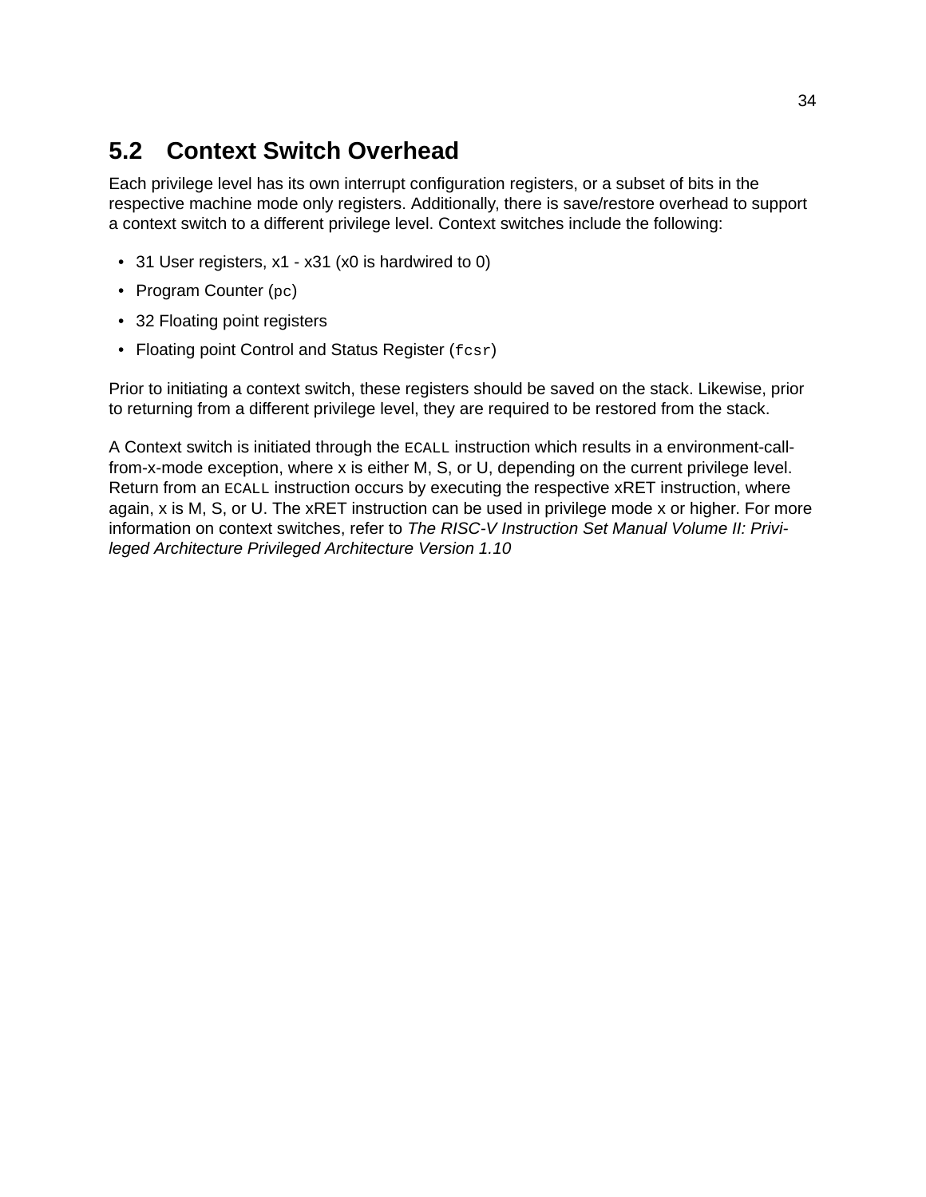## 5.2 Context Switch Overhead

Each privilege level has its own interrupt configuration registers, or a subset of bits in the respective machine mode only registers. Additionally, there is save/restore overhead to support a context switch to a different privilege level. Context switches include the following:

- 31 User registers, x1 - x31 (x0 is hardwired to 0)
- Program Counter (`pc`)
- 32 Floating point registers
- Floating point Control and Status Register (`fcsr`)

Prior to initiating a context switch, these registers should be saved on the stack. Likewise, prior to returning from a different privilege level, they are required to be restored from the stack.

A Context switch is initiated through the `ECALL` instruction which results in a environment-call-from-x-mode exception, where x is either M, S, or U, depending on the current privilege level. Return from an `ECALL` instruction occurs by executing the respective xRET instruction, where again, x is M, S, or U. The xRET instruction can be used in privilege mode x or higher. For more information on context switches, refer to *The RISC-V Instruction Set Manual Volume II: Privileged Architecture Privileged Architecture Version 1.10*